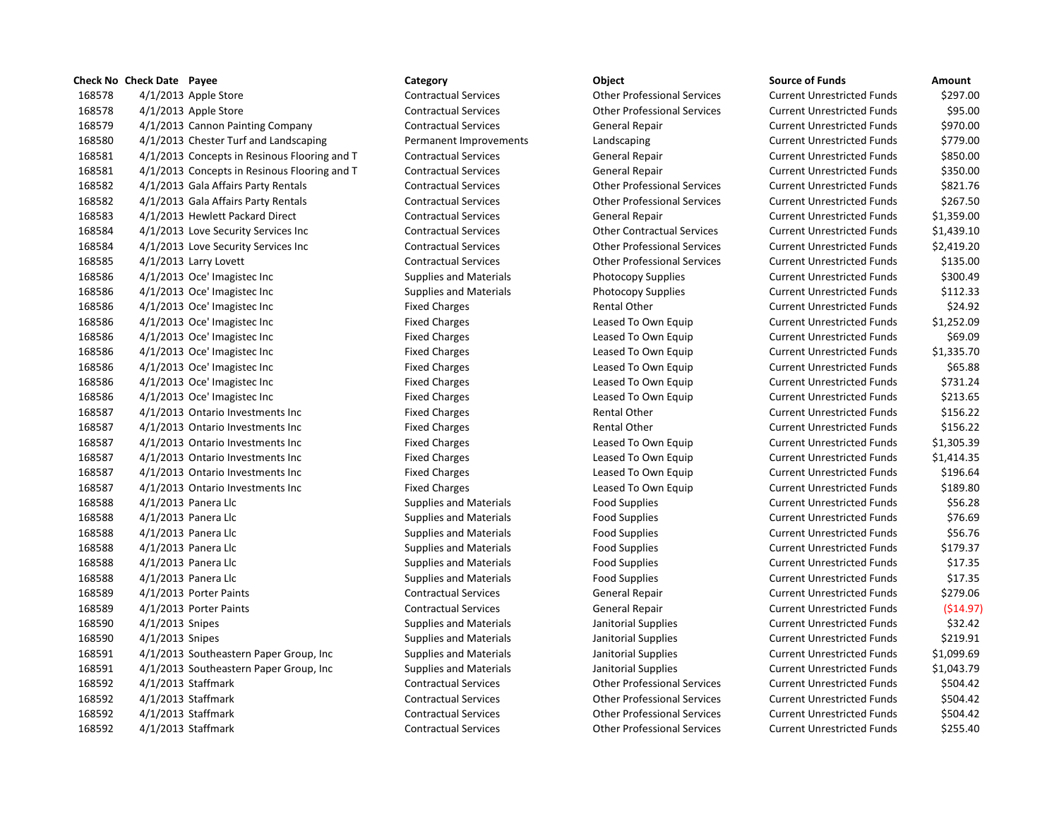| Check No | Check Date | Payee | Category | Object | Source of Funds | Amount |
|---|---|---|---|---|---|---|
| 168578 | 4/1/2013 | Apple Store | Contractual Services | Other Professional Services | Current Unrestricted Funds | $297.00 |
| 168578 | 4/1/2013 | Apple Store | Contractual Services | Other Professional Services | Current Unrestricted Funds | $95.00 |
| 168579 | 4/1/2013 | Cannon Painting Company | Contractual Services | General Repair | Current Unrestricted Funds | $970.00 |
| 168580 | 4/1/2013 | Chester Turf and Landscaping | Permanent Improvements | Landscaping | Current Unrestricted Funds | $779.00 |
| 168581 | 4/1/2013 | Concepts in Resinous Flooring and T | Contractual Services | General Repair | Current Unrestricted Funds | $850.00 |
| 168581 | 4/1/2013 | Concepts in Resinous Flooring and T | Contractual Services | General Repair | Current Unrestricted Funds | $350.00 |
| 168582 | 4/1/2013 | Gala Affairs Party Rentals | Contractual Services | Other Professional Services | Current Unrestricted Funds | $821.76 |
| 168582 | 4/1/2013 | Gala Affairs Party Rentals | Contractual Services | Other Professional Services | Current Unrestricted Funds | $267.50 |
| 168583 | 4/1/2013 | Hewlett Packard Direct | Contractual Services | General Repair | Current Unrestricted Funds | $1,359.00 |
| 168584 | 4/1/2013 | Love Security Services Inc | Contractual Services | Other Contractual Services | Current Unrestricted Funds | $1,439.10 |
| 168584 | 4/1/2013 | Love Security Services Inc | Contractual Services | Other Professional Services | Current Unrestricted Funds | $2,419.20 |
| 168585 | 4/1/2013 | Larry Lovett | Contractual Services | Other Professional Services | Current Unrestricted Funds | $135.00 |
| 168586 | 4/1/2013 | Oce' Imagistec Inc | Supplies and Materials | Photocopy Supplies | Current Unrestricted Funds | $300.49 |
| 168586 | 4/1/2013 | Oce' Imagistec Inc | Supplies and Materials | Photocopy Supplies | Current Unrestricted Funds | $112.33 |
| 168586 | 4/1/2013 | Oce' Imagistec Inc | Fixed Charges | Rental Other | Current Unrestricted Funds | $24.92 |
| 168586 | 4/1/2013 | Oce' Imagistec Inc | Fixed Charges | Leased To Own Equip | Current Unrestricted Funds | $1,252.09 |
| 168586 | 4/1/2013 | Oce' Imagistec Inc | Fixed Charges | Leased To Own Equip | Current Unrestricted Funds | $69.09 |
| 168586 | 4/1/2013 | Oce' Imagistec Inc | Fixed Charges | Leased To Own Equip | Current Unrestricted Funds | $1,335.70 |
| 168586 | 4/1/2013 | Oce' Imagistec Inc | Fixed Charges | Leased To Own Equip | Current Unrestricted Funds | $65.88 |
| 168586 | 4/1/2013 | Oce' Imagistec Inc | Fixed Charges | Leased To Own Equip | Current Unrestricted Funds | $731.24 |
| 168586 | 4/1/2013 | Oce' Imagistec Inc | Fixed Charges | Leased To Own Equip | Current Unrestricted Funds | $213.65 |
| 168587 | 4/1/2013 | Ontario Investments Inc | Fixed Charges | Rental Other | Current Unrestricted Funds | $156.22 |
| 168587 | 4/1/2013 | Ontario Investments Inc | Fixed Charges | Rental Other | Current Unrestricted Funds | $156.22 |
| 168587 | 4/1/2013 | Ontario Investments Inc | Fixed Charges | Leased To Own Equip | Current Unrestricted Funds | $1,305.39 |
| 168587 | 4/1/2013 | Ontario Investments Inc | Fixed Charges | Leased To Own Equip | Current Unrestricted Funds | $1,414.35 |
| 168587 | 4/1/2013 | Ontario Investments Inc | Fixed Charges | Leased To Own Equip | Current Unrestricted Funds | $196.64 |
| 168587 | 4/1/2013 | Ontario Investments Inc | Fixed Charges | Leased To Own Equip | Current Unrestricted Funds | $189.80 |
| 168588 | 4/1/2013 | Panera Llc | Supplies and Materials | Food Supplies | Current Unrestricted Funds | $56.28 |
| 168588 | 4/1/2013 | Panera Llc | Supplies and Materials | Food Supplies | Current Unrestricted Funds | $76.69 |
| 168588 | 4/1/2013 | Panera Llc | Supplies and Materials | Food Supplies | Current Unrestricted Funds | $56.76 |
| 168588 | 4/1/2013 | Panera Llc | Supplies and Materials | Food Supplies | Current Unrestricted Funds | $179.37 |
| 168588 | 4/1/2013 | Panera Llc | Supplies and Materials | Food Supplies | Current Unrestricted Funds | $17.35 |
| 168588 | 4/1/2013 | Panera Llc | Supplies and Materials | Food Supplies | Current Unrestricted Funds | $17.35 |
| 168589 | 4/1/2013 | Porter Paints | Contractual Services | General Repair | Current Unrestricted Funds | $279.06 |
| 168589 | 4/1/2013 | Porter Paints | Contractual Services | General Repair | Current Unrestricted Funds | ($14.97) |
| 168590 | 4/1/2013 | Snipes | Supplies and Materials | Janitorial Supplies | Current Unrestricted Funds | $32.42 |
| 168590 | 4/1/2013 | Snipes | Supplies and Materials | Janitorial Supplies | Current Unrestricted Funds | $219.91 |
| 168591 | 4/1/2013 | Southeastern Paper Group, Inc | Supplies and Materials | Janitorial Supplies | Current Unrestricted Funds | $1,099.69 |
| 168591 | 4/1/2013 | Southeastern Paper Group, Inc | Supplies and Materials | Janitorial Supplies | Current Unrestricted Funds | $1,043.79 |
| 168592 | 4/1/2013 | Staffmark | Contractual Services | Other Professional Services | Current Unrestricted Funds | $504.42 |
| 168592 | 4/1/2013 | Staffmark | Contractual Services | Other Professional Services | Current Unrestricted Funds | $504.42 |
| 168592 | 4/1/2013 | Staffmark | Contractual Services | Other Professional Services | Current Unrestricted Funds | $504.42 |
| 168592 | 4/1/2013 | Staffmark | Contractual Services | Other Professional Services | Current Unrestricted Funds | $255.40 |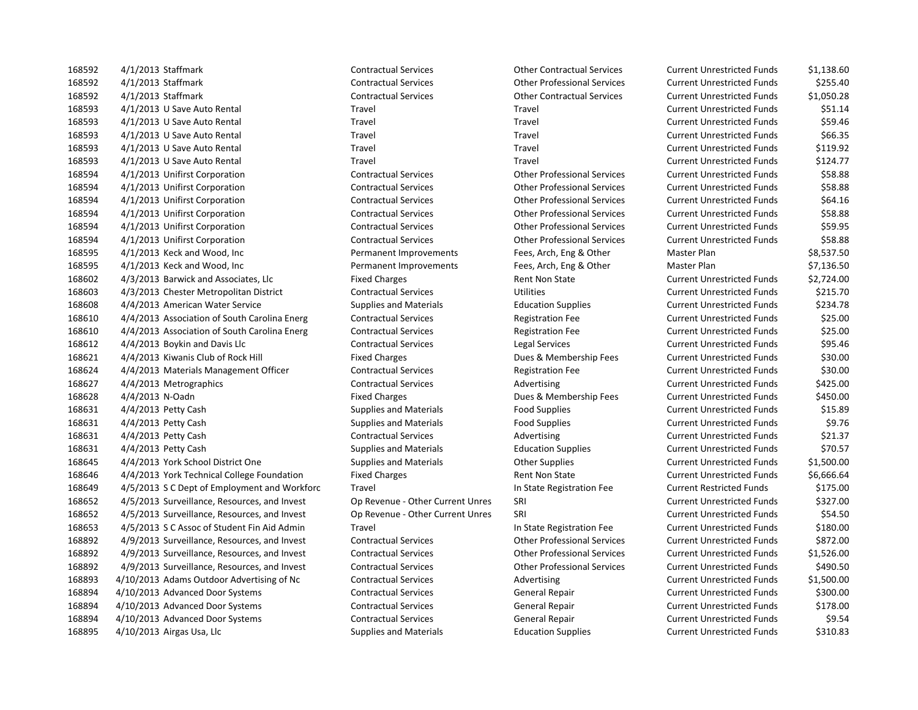| | | | | | | |
|---|---|---|---|---|---|---|
| 168592 | 4/1/2013 | Staffmark | Contractual Services | Other Contractual Services | Current Unrestricted Funds | $1,138.60 |
| 168592 | 4/1/2013 | Staffmark | Contractual Services | Other Professional Services | Current Unrestricted Funds | $255.40 |
| 168592 | 4/1/2013 | Staffmark | Contractual Services | Other Contractual Services | Current Unrestricted Funds | $1,050.28 |
| 168593 | 4/1/2013 | U Save Auto Rental | Travel | Travel | Current Unrestricted Funds | $51.14 |
| 168593 | 4/1/2013 | U Save Auto Rental | Travel | Travel | Current Unrestricted Funds | $59.46 |
| 168593 | 4/1/2013 | U Save Auto Rental | Travel | Travel | Current Unrestricted Funds | $66.35 |
| 168593 | 4/1/2013 | U Save Auto Rental | Travel | Travel | Current Unrestricted Funds | $119.92 |
| 168593 | 4/1/2013 | U Save Auto Rental | Travel | Travel | Current Unrestricted Funds | $124.77 |
| 168594 | 4/1/2013 | Unifirst Corporation | Contractual Services | Other Professional Services | Current Unrestricted Funds | $58.88 |
| 168594 | 4/1/2013 | Unifirst Corporation | Contractual Services | Other Professional Services | Current Unrestricted Funds | $58.88 |
| 168594 | 4/1/2013 | Unifirst Corporation | Contractual Services | Other Professional Services | Current Unrestricted Funds | $64.16 |
| 168594 | 4/1/2013 | Unifirst Corporation | Contractual Services | Other Professional Services | Current Unrestricted Funds | $58.88 |
| 168594 | 4/1/2013 | Unifirst Corporation | Contractual Services | Other Professional Services | Current Unrestricted Funds | $59.95 |
| 168594 | 4/1/2013 | Unifirst Corporation | Contractual Services | Other Professional Services | Current Unrestricted Funds | $58.88 |
| 168595 | 4/1/2013 | Keck and Wood, Inc | Permanent Improvements | Fees, Arch, Eng & Other | Master Plan | $8,537.50 |
| 168595 | 4/1/2013 | Keck and Wood, Inc | Permanent Improvements | Fees, Arch, Eng & Other | Master Plan | $7,136.50 |
| 168602 | 4/3/2013 | Barwick and Associates, Llc | Fixed Charges | Rent Non State | Current Unrestricted Funds | $2,724.00 |
| 168603 | 4/3/2013 | Chester Metropolitan District | Contractual Services | Utilities | Current Unrestricted Funds | $215.70 |
| 168608 | 4/4/2013 | American Water Service | Supplies and Materials | Education Supplies | Current Unrestricted Funds | $234.78 |
| 168610 | 4/4/2013 | Association of South Carolina Energ | Contractual Services | Registration Fee | Current Unrestricted Funds | $25.00 |
| 168610 | 4/4/2013 | Association of South Carolina Energ | Contractual Services | Registration Fee | Current Unrestricted Funds | $25.00 |
| 168612 | 4/4/2013 | Boykin and Davis Llc | Contractual Services | Legal Services | Current Unrestricted Funds | $95.46 |
| 168621 | 4/4/2013 | Kiwanis Club of Rock Hill | Fixed Charges | Dues & Membership Fees | Current Unrestricted Funds | $30.00 |
| 168624 | 4/4/2013 | Materials Management Officer | Contractual Services | Registration Fee | Current Unrestricted Funds | $30.00 |
| 168627 | 4/4/2013 | Metrographics | Contractual Services | Advertising | Current Unrestricted Funds | $425.00 |
| 168628 | 4/4/2013 | N-Oadn | Fixed Charges | Dues & Membership Fees | Current Unrestricted Funds | $450.00 |
| 168631 | 4/4/2013 | Petty Cash | Supplies and Materials | Food Supplies | Current Unrestricted Funds | $15.89 |
| 168631 | 4/4/2013 | Petty Cash | Supplies and Materials | Food Supplies | Current Unrestricted Funds | $9.76 |
| 168631 | 4/4/2013 | Petty Cash | Contractual Services | Advertising | Current Unrestricted Funds | $21.37 |
| 168631 | 4/4/2013 | Petty Cash | Supplies and Materials | Education Supplies | Current Unrestricted Funds | $70.57 |
| 168645 | 4/4/2013 | York School District One | Supplies and Materials | Other Supplies | Current Unrestricted Funds | $1,500.00 |
| 168646 | 4/4/2013 | York Technical College Foundation | Fixed Charges | Rent Non State | Current Unrestricted Funds | $6,666.64 |
| 168649 | 4/5/2013 | S C Dept of Employment and Workforc | Travel | In State Registration Fee | Current Restricted Funds | $175.00 |
| 168652 | 4/5/2013 | Surveillance, Resources, and Invest | Op Revenue - Other Current Unres | SRI | Current Unrestricted Funds | $327.00 |
| 168652 | 4/5/2013 | Surveillance, Resources, and Invest | Op Revenue - Other Current Unres | SRI | Current Unrestricted Funds | $54.50 |
| 168653 | 4/5/2013 | S C Assoc of Student Fin Aid Admin | Travel | In State Registration Fee | Current Unrestricted Funds | $180.00 |
| 168892 | 4/9/2013 | Surveillance, Resources, and Invest | Contractual Services | Other Professional Services | Current Unrestricted Funds | $872.00 |
| 168892 | 4/9/2013 | Surveillance, Resources, and Invest | Contractual Services | Other Professional Services | Current Unrestricted Funds | $1,526.00 |
| 168892 | 4/9/2013 | Surveillance, Resources, and Invest | Contractual Services | Other Professional Services | Current Unrestricted Funds | $490.50 |
| 168893 | 4/10/2013 | Adams Outdoor Advertising of Nc | Contractual Services | Advertising | Current Unrestricted Funds | $1,500.00 |
| 168894 | 4/10/2013 | Advanced Door Systems | Contractual Services | General Repair | Current Unrestricted Funds | $300.00 |
| 168894 | 4/10/2013 | Advanced Door Systems | Contractual Services | General Repair | Current Unrestricted Funds | $178.00 |
| 168894 | 4/10/2013 | Advanced Door Systems | Contractual Services | General Repair | Current Unrestricted Funds | $9.54 |
| 168895 | 4/10/2013 | Airgas Usa, Llc | Supplies and Materials | Education Supplies | Current Unrestricted Funds | $310.83 |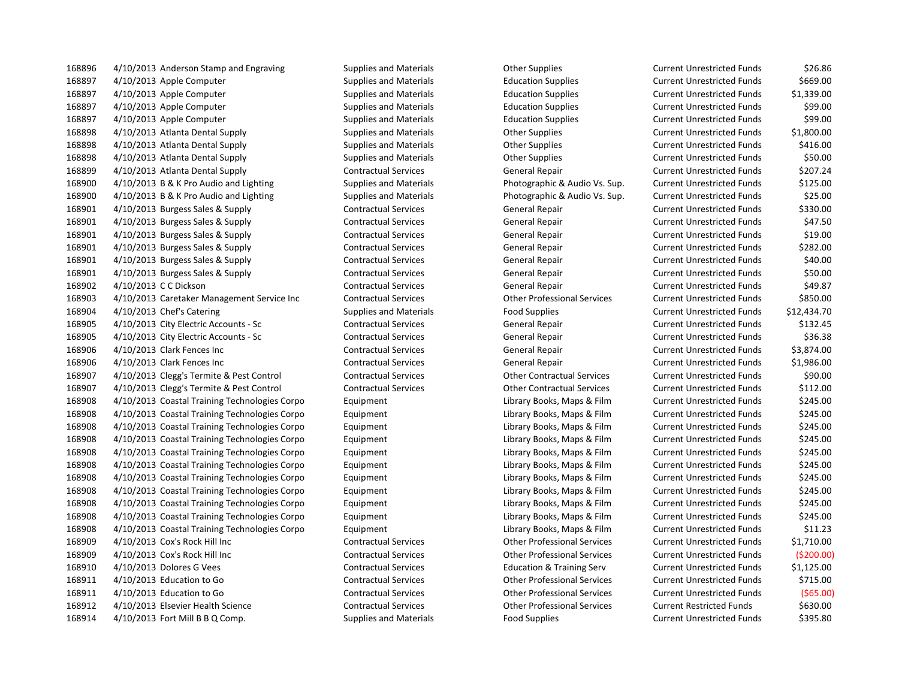| | | | | | | |
|---|---|---|---|---|---|---|
| 168896 | 4/10/2013 | Anderson Stamp and Engraving | Supplies and Materials | Other Supplies | Current Unrestricted Funds | $26.86 |
| 168897 | 4/10/2013 | Apple Computer | Supplies and Materials | Education Supplies | Current Unrestricted Funds | $669.00 |
| 168897 | 4/10/2013 | Apple Computer | Supplies and Materials | Education Supplies | Current Unrestricted Funds | $1,339.00 |
| 168897 | 4/10/2013 | Apple Computer | Supplies and Materials | Education Supplies | Current Unrestricted Funds | $99.00 |
| 168897 | 4/10/2013 | Apple Computer | Supplies and Materials | Education Supplies | Current Unrestricted Funds | $99.00 |
| 168898 | 4/10/2013 | Atlanta Dental Supply | Supplies and Materials | Other Supplies | Current Unrestricted Funds | $1,800.00 |
| 168898 | 4/10/2013 | Atlanta Dental Supply | Supplies and Materials | Other Supplies | Current Unrestricted Funds | $416.00 |
| 168898 | 4/10/2013 | Atlanta Dental Supply | Supplies and Materials | Other Supplies | Current Unrestricted Funds | $50.00 |
| 168899 | 4/10/2013 | Atlanta Dental Supply | Contractual Services | General Repair | Current Unrestricted Funds | $207.24 |
| 168900 | 4/10/2013 | B & K Pro Audio and Lighting | Supplies and Materials | Photographic & Audio Vs. Sup. | Current Unrestricted Funds | $125.00 |
| 168900 | 4/10/2013 | B & K Pro Audio and Lighting | Supplies and Materials | Photographic & Audio Vs. Sup. | Current Unrestricted Funds | $25.00 |
| 168901 | 4/10/2013 | Burgess Sales & Supply | Contractual Services | General Repair | Current Unrestricted Funds | $330.00 |
| 168901 | 4/10/2013 | Burgess Sales & Supply | Contractual Services | General Repair | Current Unrestricted Funds | $47.50 |
| 168901 | 4/10/2013 | Burgess Sales & Supply | Contractual Services | General Repair | Current Unrestricted Funds | $19.00 |
| 168901 | 4/10/2013 | Burgess Sales & Supply | Contractual Services | General Repair | Current Unrestricted Funds | $282.00 |
| 168901 | 4/10/2013 | Burgess Sales & Supply | Contractual Services | General Repair | Current Unrestricted Funds | $40.00 |
| 168901 | 4/10/2013 | Burgess Sales & Supply | Contractual Services | General Repair | Current Unrestricted Funds | $50.00 |
| 168902 | 4/10/2013 | C C Dickson | Contractual Services | General Repair | Current Unrestricted Funds | $49.87 |
| 168903 | 4/10/2013 | Caretaker Management Service Inc | Contractual Services | Other Professional Services | Current Unrestricted Funds | $850.00 |
| 168904 | 4/10/2013 | Chef's Catering | Supplies and Materials | Food Supplies | Current Unrestricted Funds | $12,434.70 |
| 168905 | 4/10/2013 | City Electric Accounts - Sc | Contractual Services | General Repair | Current Unrestricted Funds | $132.45 |
| 168905 | 4/10/2013 | City Electric Accounts - Sc | Contractual Services | General Repair | Current Unrestricted Funds | $36.38 |
| 168906 | 4/10/2013 | Clark Fences Inc | Contractual Services | General Repair | Current Unrestricted Funds | $3,874.00 |
| 168906 | 4/10/2013 | Clark Fences Inc | Contractual Services | General Repair | Current Unrestricted Funds | $1,986.00 |
| 168907 | 4/10/2013 | Clegg's Termite & Pest Control | Contractual Services | Other Contractual Services | Current Unrestricted Funds | $90.00 |
| 168907 | 4/10/2013 | Clegg's Termite & Pest Control | Contractual Services | Other Contractual Services | Current Unrestricted Funds | $112.00 |
| 168908 | 4/10/2013 | Coastal Training Technologies Corpo | Equipment | Library Books, Maps & Film | Current Unrestricted Funds | $245.00 |
| 168908 | 4/10/2013 | Coastal Training Technologies Corpo | Equipment | Library Books, Maps & Film | Current Unrestricted Funds | $245.00 |
| 168908 | 4/10/2013 | Coastal Training Technologies Corpo | Equipment | Library Books, Maps & Film | Current Unrestricted Funds | $245.00 |
| 168908 | 4/10/2013 | Coastal Training Technologies Corpo | Equipment | Library Books, Maps & Film | Current Unrestricted Funds | $245.00 |
| 168908 | 4/10/2013 | Coastal Training Technologies Corpo | Equipment | Library Books, Maps & Film | Current Unrestricted Funds | $245.00 |
| 168908 | 4/10/2013 | Coastal Training Technologies Corpo | Equipment | Library Books, Maps & Film | Current Unrestricted Funds | $245.00 |
| 168908 | 4/10/2013 | Coastal Training Technologies Corpo | Equipment | Library Books, Maps & Film | Current Unrestricted Funds | $245.00 |
| 168908 | 4/10/2013 | Coastal Training Technologies Corpo | Equipment | Library Books, Maps & Film | Current Unrestricted Funds | $245.00 |
| 168908 | 4/10/2013 | Coastal Training Technologies Corpo | Equipment | Library Books, Maps & Film | Current Unrestricted Funds | $245.00 |
| 168908 | 4/10/2013 | Coastal Training Technologies Corpo | Equipment | Library Books, Maps & Film | Current Unrestricted Funds | $245.00 |
| 168908 | 4/10/2013 | Coastal Training Technologies Corpo | Equipment | Library Books, Maps & Film | Current Unrestricted Funds | $11.23 |
| 168909 | 4/10/2013 | Cox's Rock Hill Inc | Contractual Services | Other Professional Services | Current Unrestricted Funds | $1,710.00 |
| 168909 | 4/10/2013 | Cox's Rock Hill Inc | Contractual Services | Other Professional Services | Current Unrestricted Funds | ($200.00) |
| 168910 | 4/10/2013 | Dolores G Vees | Contractual Services | Education & Training Serv | Current Unrestricted Funds | $1,125.00 |
| 168911 | 4/10/2013 | Education to Go | Contractual Services | Other Professional Services | Current Unrestricted Funds | $715.00 |
| 168911 | 4/10/2013 | Education to Go | Contractual Services | Other Professional Services | Current Unrestricted Funds | ($65.00) |
| 168912 | 4/10/2013 | Elsevier Health Science | Contractual Services | Other Professional Services | Current Restricted Funds | $630.00 |
| 168914 | 4/10/2013 | Fort Mill B B Q Comp. | Supplies and Materials | Food Supplies | Current Unrestricted Funds | $395.80 |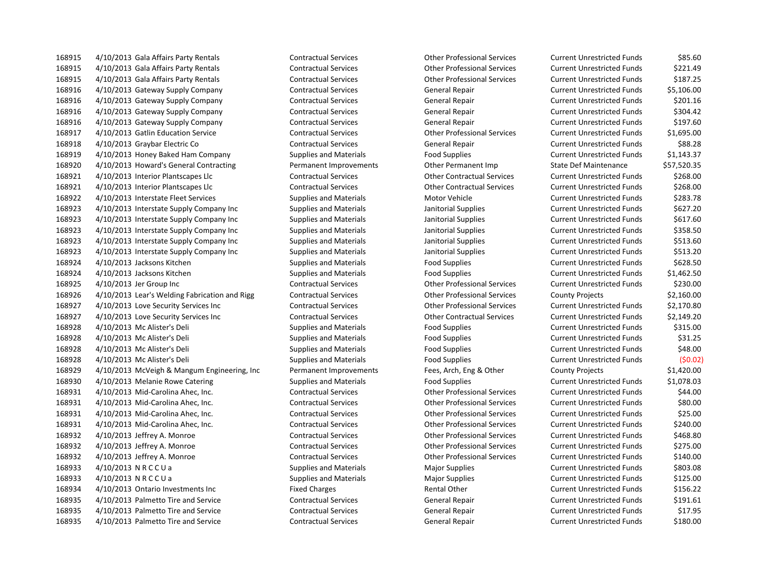| | | | | | | |
|---|---|---|---|---|---|---|
| 168915 | 4/10/2013 | Gala Affairs Party Rentals | Contractual Services | Other Professional Services | Current Unrestricted Funds | $85.60 |
| 168915 | 4/10/2013 | Gala Affairs Party Rentals | Contractual Services | Other Professional Services | Current Unrestricted Funds | $221.49 |
| 168915 | 4/10/2013 | Gala Affairs Party Rentals | Contractual Services | Other Professional Services | Current Unrestricted Funds | $187.25 |
| 168916 | 4/10/2013 | Gateway Supply Company | Contractual Services | General Repair | Current Unrestricted Funds | $5,106.00 |
| 168916 | 4/10/2013 | Gateway Supply Company | Contractual Services | General Repair | Current Unrestricted Funds | $201.16 |
| 168916 | 4/10/2013 | Gateway Supply Company | Contractual Services | General Repair | Current Unrestricted Funds | $304.42 |
| 168916 | 4/10/2013 | Gateway Supply Company | Contractual Services | General Repair | Current Unrestricted Funds | $197.60 |
| 168917 | 4/10/2013 | Gatlin Education Service | Contractual Services | Other Professional Services | Current Unrestricted Funds | $1,695.00 |
| 168918 | 4/10/2013 | Graybar Electric Co | Contractual Services | General Repair | Current Unrestricted Funds | $88.28 |
| 168919 | 4/10/2013 | Honey Baked Ham Company | Supplies and Materials | Food Supplies | Current Unrestricted Funds | $1,143.37 |
| 168920 | 4/10/2013 | Howard's General Contracting | Permanent Improvements | Other Permanent Imp | State Def Maintenance | $57,520.35 |
| 168921 | 4/10/2013 | Interior Plantscapes Llc | Contractual Services | Other Contractual Services | Current Unrestricted Funds | $268.00 |
| 168921 | 4/10/2013 | Interior Plantscapes Llc | Contractual Services | Other Contractual Services | Current Unrestricted Funds | $268.00 |
| 168922 | 4/10/2013 | Interstate Fleet Services | Supplies and Materials | Motor Vehicle | Current Unrestricted Funds | $283.78 |
| 168923 | 4/10/2013 | Interstate Supply Company Inc | Supplies and Materials | Janitorial Supplies | Current Unrestricted Funds | $627.20 |
| 168923 | 4/10/2013 | Interstate Supply Company Inc | Supplies and Materials | Janitorial Supplies | Current Unrestricted Funds | $617.60 |
| 168923 | 4/10/2013 | Interstate Supply Company Inc | Supplies and Materials | Janitorial Supplies | Current Unrestricted Funds | $358.50 |
| 168923 | 4/10/2013 | Interstate Supply Company Inc | Supplies and Materials | Janitorial Supplies | Current Unrestricted Funds | $513.60 |
| 168923 | 4/10/2013 | Interstate Supply Company Inc | Supplies and Materials | Janitorial Supplies | Current Unrestricted Funds | $513.20 |
| 168924 | 4/10/2013 | Jacksons Kitchen | Supplies and Materials | Food Supplies | Current Unrestricted Funds | $628.50 |
| 168924 | 4/10/2013 | Jacksons Kitchen | Supplies and Materials | Food Supplies | Current Unrestricted Funds | $1,462.50 |
| 168925 | 4/10/2013 | Jer Group Inc | Contractual Services | Other Professional Services | Current Unrestricted Funds | $230.00 |
| 168926 | 4/10/2013 | Lear's Welding Fabrication and Rigg | Contractual Services | Other Professional Services | County Projects | $2,160.00 |
| 168927 | 4/10/2013 | Love Security Services Inc | Contractual Services | Other Professional Services | Current Unrestricted Funds | $2,170.80 |
| 168927 | 4/10/2013 | Love Security Services Inc | Contractual Services | Other Contractual Services | Current Unrestricted Funds | $2,149.20 |
| 168928 | 4/10/2013 | Mc Alister's Deli | Supplies and Materials | Food Supplies | Current Unrestricted Funds | $315.00 |
| 168928 | 4/10/2013 | Mc Alister's Deli | Supplies and Materials | Food Supplies | Current Unrestricted Funds | $31.25 |
| 168928 | 4/10/2013 | Mc Alister's Deli | Supplies and Materials | Food Supplies | Current Unrestricted Funds | $48.00 |
| 168928 | 4/10/2013 | Mc Alister's Deli | Supplies and Materials | Food Supplies | Current Unrestricted Funds | ($0.02) |
| 168929 | 4/10/2013 | McVeigh & Mangum Engineering, Inc | Permanent Improvements | Fees, Arch, Eng & Other | County Projects | $1,420.00 |
| 168930 | 4/10/2013 | Melanie Rowe Catering | Supplies and Materials | Food Supplies | Current Unrestricted Funds | $1,078.03 |
| 168931 | 4/10/2013 | Mid-Carolina Ahec, Inc. | Contractual Services | Other Professional Services | Current Unrestricted Funds | $44.00 |
| 168931 | 4/10/2013 | Mid-Carolina Ahec, Inc. | Contractual Services | Other Professional Services | Current Unrestricted Funds | $80.00 |
| 168931 | 4/10/2013 | Mid-Carolina Ahec, Inc. | Contractual Services | Other Professional Services | Current Unrestricted Funds | $25.00 |
| 168931 | 4/10/2013 | Mid-Carolina Ahec, Inc. | Contractual Services | Other Professional Services | Current Unrestricted Funds | $240.00 |
| 168932 | 4/10/2013 | Jeffrey A. Monroe | Contractual Services | Other Professional Services | Current Unrestricted Funds | $468.80 |
| 168932 | 4/10/2013 | Jeffrey A. Monroe | Contractual Services | Other Professional Services | Current Unrestricted Funds | $275.00 |
| 168932 | 4/10/2013 | Jeffrey A. Monroe | Contractual Services | Other Professional Services | Current Unrestricted Funds | $140.00 |
| 168933 | 4/10/2013 | N R C C U a | Supplies and Materials | Major Supplies | Current Unrestricted Funds | $803.08 |
| 168933 | 4/10/2013 | N R C C U a | Supplies and Materials | Major Supplies | Current Unrestricted Funds | $125.00 |
| 168934 | 4/10/2013 | Ontario Investments Inc | Fixed Charges | Rental Other | Current Unrestricted Funds | $156.22 |
| 168935 | 4/10/2013 | Palmetto Tire and Service | Contractual Services | General Repair | Current Unrestricted Funds | $191.61 |
| 168935 | 4/10/2013 | Palmetto Tire and Service | Contractual Services | General Repair | Current Unrestricted Funds | $17.95 |
| 168935 | 4/10/2013 | Palmetto Tire and Service | Contractual Services | General Repair | Current Unrestricted Funds | $180.00 |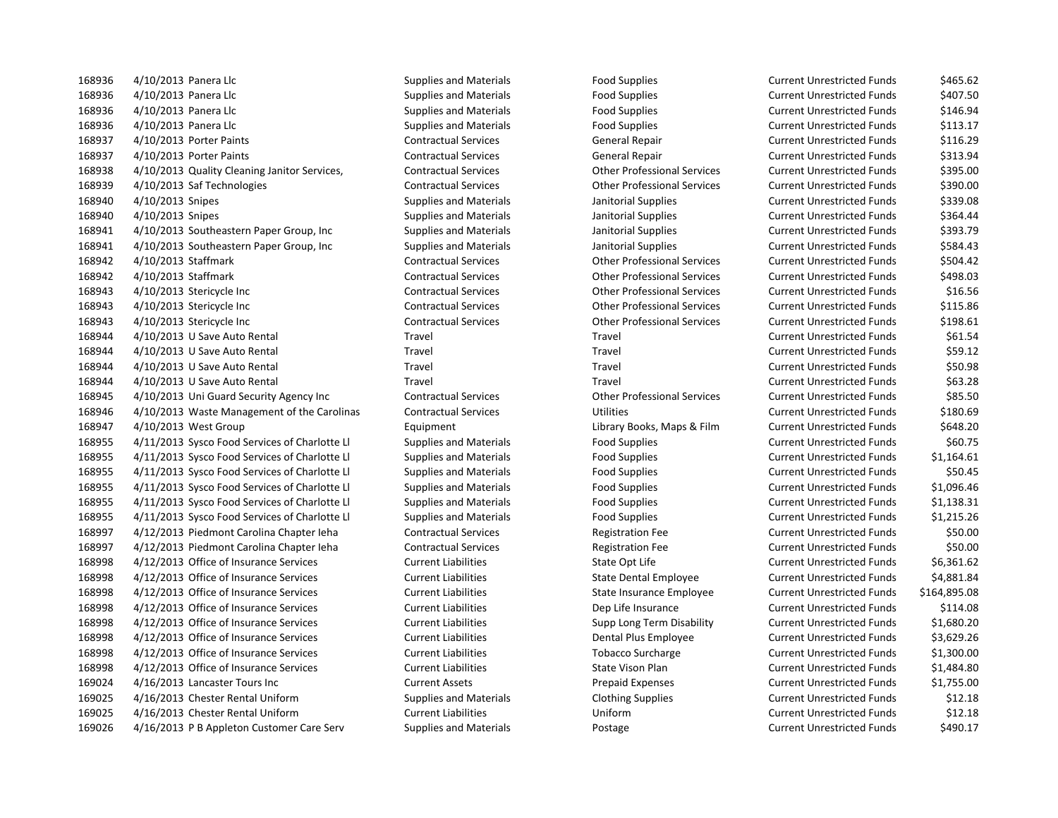| | | | | | | |
|---|---|---|---|---|---|---|
| 168936 | 4/10/2013 | Panera Llc | Supplies and Materials | Food Supplies | Current Unrestricted Funds | $465.62 |
| 168936 | 4/10/2013 | Panera Llc | Supplies and Materials | Food Supplies | Current Unrestricted Funds | $407.50 |
| 168936 | 4/10/2013 | Panera Llc | Supplies and Materials | Food Supplies | Current Unrestricted Funds | $146.94 |
| 168936 | 4/10/2013 | Panera Llc | Supplies and Materials | Food Supplies | Current Unrestricted Funds | $113.17 |
| 168937 | 4/10/2013 | Porter Paints | Contractual Services | General Repair | Current Unrestricted Funds | $116.29 |
| 168937 | 4/10/2013 | Porter Paints | Contractual Services | General Repair | Current Unrestricted Funds | $313.94 |
| 168938 | 4/10/2013 | Quality Cleaning Janitor Services, | Contractual Services | Other Professional Services | Current Unrestricted Funds | $395.00 |
| 168939 | 4/10/2013 | Saf Technologies | Contractual Services | Other Professional Services | Current Unrestricted Funds | $390.00 |
| 168940 | 4/10/2013 | Snipes | Supplies and Materials | Janitorial Supplies | Current Unrestricted Funds | $339.08 |
| 168940 | 4/10/2013 | Snipes | Supplies and Materials | Janitorial Supplies | Current Unrestricted Funds | $364.44 |
| 168941 | 4/10/2013 | Southeastern Paper Group, Inc | Supplies and Materials | Janitorial Supplies | Current Unrestricted Funds | $393.79 |
| 168941 | 4/10/2013 | Southeastern Paper Group, Inc | Supplies and Materials | Janitorial Supplies | Current Unrestricted Funds | $584.43 |
| 168942 | 4/10/2013 | Staffmark | Contractual Services | Other Professional Services | Current Unrestricted Funds | $504.42 |
| 168942 | 4/10/2013 | Staffmark | Contractual Services | Other Professional Services | Current Unrestricted Funds | $498.03 |
| 168943 | 4/10/2013 | Stericycle Inc | Contractual Services | Other Professional Services | Current Unrestricted Funds | $16.56 |
| 168943 | 4/10/2013 | Stericycle Inc | Contractual Services | Other Professional Services | Current Unrestricted Funds | $115.86 |
| 168943 | 4/10/2013 | Stericycle Inc | Contractual Services | Other Professional Services | Current Unrestricted Funds | $198.61 |
| 168944 | 4/10/2013 | U Save Auto Rental | Travel | Travel | Current Unrestricted Funds | $61.54 |
| 168944 | 4/10/2013 | U Save Auto Rental | Travel | Travel | Current Unrestricted Funds | $59.12 |
| 168944 | 4/10/2013 | U Save Auto Rental | Travel | Travel | Current Unrestricted Funds | $50.98 |
| 168944 | 4/10/2013 | U Save Auto Rental | Travel | Travel | Current Unrestricted Funds | $63.28 |
| 168945 | 4/10/2013 | Uni Guard Security Agency Inc | Contractual Services | Other Professional Services | Current Unrestricted Funds | $85.50 |
| 168946 | 4/10/2013 | Waste Management of the Carolinas | Contractual Services | Utilities | Current Unrestricted Funds | $180.69 |
| 168947 | 4/10/2013 | West Group | Equipment | Library Books, Maps & Film | Current Unrestricted Funds | $648.20 |
| 168955 | 4/11/2013 | Sysco Food Services of Charlotte Ll | Supplies and Materials | Food Supplies | Current Unrestricted Funds | $60.75 |
| 168955 | 4/11/2013 | Sysco Food Services of Charlotte Ll | Supplies and Materials | Food Supplies | Current Unrestricted Funds | $1,164.61 |
| 168955 | 4/11/2013 | Sysco Food Services of Charlotte Ll | Supplies and Materials | Food Supplies | Current Unrestricted Funds | $50.45 |
| 168955 | 4/11/2013 | Sysco Food Services of Charlotte Ll | Supplies and Materials | Food Supplies | Current Unrestricted Funds | $1,096.46 |
| 168955 | 4/11/2013 | Sysco Food Services of Charlotte Ll | Supplies and Materials | Food Supplies | Current Unrestricted Funds | $1,138.31 |
| 168955 | 4/11/2013 | Sysco Food Services of Charlotte Ll | Supplies and Materials | Food Supplies | Current Unrestricted Funds | $1,215.26 |
| 168997 | 4/12/2013 | Piedmont Carolina Chapter Ieha | Contractual Services | Registration Fee | Current Unrestricted Funds | $50.00 |
| 168997 | 4/12/2013 | Piedmont Carolina Chapter Ieha | Contractual Services | Registration Fee | Current Unrestricted Funds | $50.00 |
| 168998 | 4/12/2013 | Office of Insurance Services | Current Liabilities | State Opt Life | Current Unrestricted Funds | $6,361.62 |
| 168998 | 4/12/2013 | Office of Insurance Services | Current Liabilities | State Dental Employee | Current Unrestricted Funds | $4,881.84 |
| 168998 | 4/12/2013 | Office of Insurance Services | Current Liabilities | State Insurance Employee | Current Unrestricted Funds | $164,895.08 |
| 168998 | 4/12/2013 | Office of Insurance Services | Current Liabilities | Dep Life Insurance | Current Unrestricted Funds | $114.08 |
| 168998 | 4/12/2013 | Office of Insurance Services | Current Liabilities | Supp Long Term Disability | Current Unrestricted Funds | $1,680.20 |
| 168998 | 4/12/2013 | Office of Insurance Services | Current Liabilities | Dental Plus Employee | Current Unrestricted Funds | $3,629.26 |
| 168998 | 4/12/2013 | Office of Insurance Services | Current Liabilities | Tobacco Surcharge | Current Unrestricted Funds | $1,300.00 |
| 168998 | 4/12/2013 | Office of Insurance Services | Current Liabilities | State Vison Plan | Current Unrestricted Funds | $1,484.80 |
| 169024 | 4/16/2013 | Lancaster Tours Inc | Current Assets | Prepaid Expenses | Current Unrestricted Funds | $1,755.00 |
| 169025 | 4/16/2013 | Chester Rental Uniform | Supplies and Materials | Clothing Supplies | Current Unrestricted Funds | $12.18 |
| 169025 | 4/16/2013 | Chester Rental Uniform | Current Liabilities | Uniform | Current Unrestricted Funds | $12.18 |
| 169026 | 4/16/2013 | P B Appleton Customer Care Serv | Supplies and Materials | Postage | Current Unrestricted Funds | $490.17 |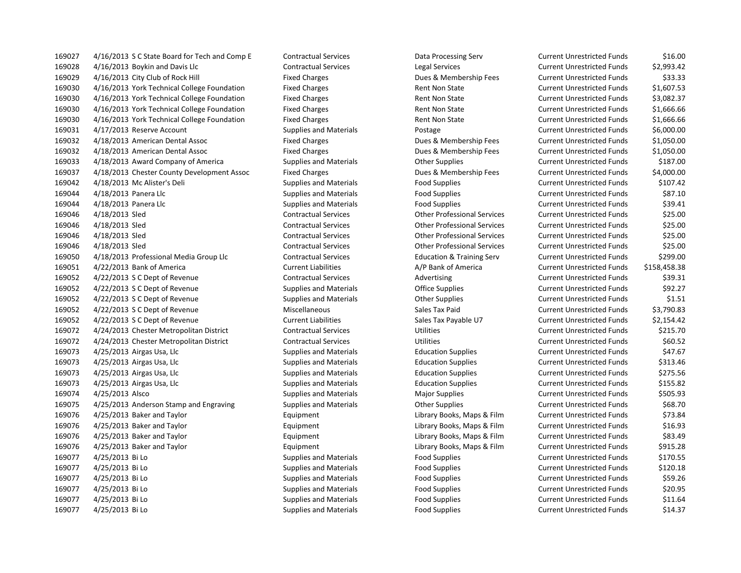| | | | | | | |
|---|---|---|---|---|---|---|
| 169027 | 4/16/2013 | S C State Board for Tech and Comp E | Contractual Services | Data Processing Serv | Current Unrestricted Funds | $16.00 |
| 169028 | 4/16/2013 | Boykin and Davis Llc | Contractual Services | Legal Services | Current Unrestricted Funds | $2,993.42 |
| 169029 | 4/16/2013 | City Club of Rock Hill | Fixed Charges | Dues & Membership Fees | Current Unrestricted Funds | $33.33 |
| 169030 | 4/16/2013 | York Technical College Foundation | Fixed Charges | Rent Non State | Current Unrestricted Funds | $1,607.53 |
| 169030 | 4/16/2013 | York Technical College Foundation | Fixed Charges | Rent Non State | Current Unrestricted Funds | $3,082.37 |
| 169030 | 4/16/2013 | York Technical College Foundation | Fixed Charges | Rent Non State | Current Unrestricted Funds | $1,666.66 |
| 169030 | 4/16/2013 | York Technical College Foundation | Fixed Charges | Rent Non State | Current Unrestricted Funds | $1,666.66 |
| 169031 | 4/17/2013 | Reserve Account | Supplies and Materials | Postage | Current Unrestricted Funds | $6,000.00 |
| 169032 | 4/18/2013 | American Dental Assoc | Fixed Charges | Dues & Membership Fees | Current Unrestricted Funds | $1,050.00 |
| 169032 | 4/18/2013 | American Dental Assoc | Fixed Charges | Dues & Membership Fees | Current Unrestricted Funds | $1,050.00 |
| 169033 | 4/18/2013 | Award Company of America | Supplies and Materials | Other Supplies | Current Unrestricted Funds | $187.00 |
| 169037 | 4/18/2013 | Chester County Development Assoc | Fixed Charges | Dues & Membership Fees | Current Unrestricted Funds | $4,000.00 |
| 169042 | 4/18/2013 | Mc Alister's Deli | Supplies and Materials | Food Supplies | Current Unrestricted Funds | $107.42 |
| 169044 | 4/18/2013 | Panera Llc | Supplies and Materials | Food Supplies | Current Unrestricted Funds | $87.10 |
| 169044 | 4/18/2013 | Panera Llc | Supplies and Materials | Food Supplies | Current Unrestricted Funds | $39.41 |
| 169046 | 4/18/2013 | Sled | Contractual Services | Other Professional Services | Current Unrestricted Funds | $25.00 |
| 169046 | 4/18/2013 | Sled | Contractual Services | Other Professional Services | Current Unrestricted Funds | $25.00 |
| 169046 | 4/18/2013 | Sled | Contractual Services | Other Professional Services | Current Unrestricted Funds | $25.00 |
| 169046 | 4/18/2013 | Sled | Contractual Services | Other Professional Services | Current Unrestricted Funds | $25.00 |
| 169050 | 4/18/2013 | Professional Media Group Llc | Contractual Services | Education & Training Serv | Current Unrestricted Funds | $299.00 |
| 169051 | 4/22/2013 | Bank of America | Current Liabilities | A/P Bank of America | Current Unrestricted Funds | $158,458.38 |
| 169052 | 4/22/2013 | S C Dept of Revenue | Contractual Services | Advertising | Current Unrestricted Funds | $39.31 |
| 169052 | 4/22/2013 | S C Dept of Revenue | Supplies and Materials | Office Supplies | Current Unrestricted Funds | $92.27 |
| 169052 | 4/22/2013 | S C Dept of Revenue | Supplies and Materials | Other Supplies | Current Unrestricted Funds | $1.51 |
| 169052 | 4/22/2013 | S C Dept of Revenue | Miscellaneous | Sales Tax Paid | Current Unrestricted Funds | $3,790.83 |
| 169052 | 4/22/2013 | S C Dept of Revenue | Current Liabilities | Sales Tax Payable U7 | Current Unrestricted Funds | $2,154.42 |
| 169072 | 4/24/2013 | Chester Metropolitan District | Contractual Services | Utilities | Current Unrestricted Funds | $215.70 |
| 169072 | 4/24/2013 | Chester Metropolitan District | Contractual Services | Utilities | Current Unrestricted Funds | $60.52 |
| 169073 | 4/25/2013 | Airgas Usa, Llc | Supplies and Materials | Education Supplies | Current Unrestricted Funds | $47.67 |
| 169073 | 4/25/2013 | Airgas Usa, Llc | Supplies and Materials | Education Supplies | Current Unrestricted Funds | $313.46 |
| 169073 | 4/25/2013 | Airgas Usa, Llc | Supplies and Materials | Education Supplies | Current Unrestricted Funds | $275.56 |
| 169073 | 4/25/2013 | Airgas Usa, Llc | Supplies and Materials | Education Supplies | Current Unrestricted Funds | $155.82 |
| 169074 | 4/25/2013 | Alsco | Supplies and Materials | Major Supplies | Current Unrestricted Funds | $505.93 |
| 169075 | 4/25/2013 | Anderson Stamp and Engraving | Supplies and Materials | Other Supplies | Current Unrestricted Funds | $68.70 |
| 169076 | 4/25/2013 | Baker and Taylor | Equipment | Library Books, Maps & Film | Current Unrestricted Funds | $73.84 |
| 169076 | 4/25/2013 | Baker and Taylor | Equipment | Library Books, Maps & Film | Current Unrestricted Funds | $16.93 |
| 169076 | 4/25/2013 | Baker and Taylor | Equipment | Library Books, Maps & Film | Current Unrestricted Funds | $83.49 |
| 169076 | 4/25/2013 | Baker and Taylor | Equipment | Library Books, Maps & Film | Current Unrestricted Funds | $915.28 |
| 169077 | 4/25/2013 | Bi Lo | Supplies and Materials | Food Supplies | Current Unrestricted Funds | $170.55 |
| 169077 | 4/25/2013 | Bi Lo | Supplies and Materials | Food Supplies | Current Unrestricted Funds | $120.18 |
| 169077 | 4/25/2013 | Bi Lo | Supplies and Materials | Food Supplies | Current Unrestricted Funds | $59.26 |
| 169077 | 4/25/2013 | Bi Lo | Supplies and Materials | Food Supplies | Current Unrestricted Funds | $20.95 |
| 169077 | 4/25/2013 | Bi Lo | Supplies and Materials | Food Supplies | Current Unrestricted Funds | $11.64 |
| 169077 | 4/25/2013 | Bi Lo | Supplies and Materials | Food Supplies | Current Unrestricted Funds | $14.37 |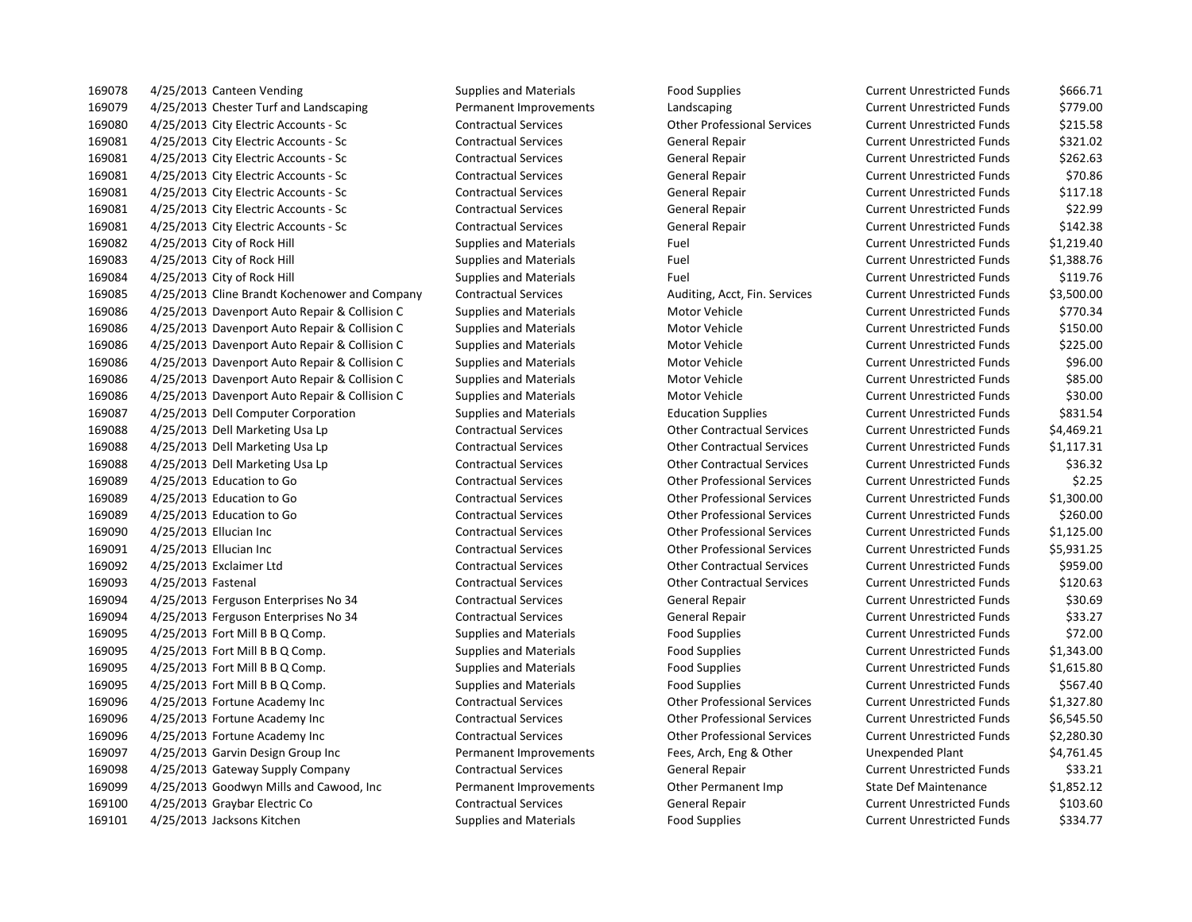| | | | | | | |
|---|---|---|---|---|---|---|
| 169078 | 4/25/2013 | Canteen Vending | Supplies and Materials | Food Supplies | Current Unrestricted Funds | $666.71 |
| 169079 | 4/25/2013 | Chester Turf and Landscaping | Permanent Improvements | Landscaping | Current Unrestricted Funds | $779.00 |
| 169080 | 4/25/2013 | City Electric Accounts - Sc | Contractual Services | Other Professional Services | Current Unrestricted Funds | $215.58 |
| 169081 | 4/25/2013 | City Electric Accounts - Sc | Contractual Services | General Repair | Current Unrestricted Funds | $321.02 |
| 169081 | 4/25/2013 | City Electric Accounts - Sc | Contractual Services | General Repair | Current Unrestricted Funds | $262.63 |
| 169081 | 4/25/2013 | City Electric Accounts - Sc | Contractual Services | General Repair | Current Unrestricted Funds | $70.86 |
| 169081 | 4/25/2013 | City Electric Accounts - Sc | Contractual Services | General Repair | Current Unrestricted Funds | $117.18 |
| 169081 | 4/25/2013 | City Electric Accounts - Sc | Contractual Services | General Repair | Current Unrestricted Funds | $22.99 |
| 169081 | 4/25/2013 | City Electric Accounts - Sc | Contractual Services | General Repair | Current Unrestricted Funds | $142.38 |
| 169082 | 4/25/2013 | City of Rock Hill | Supplies and Materials | Fuel | Current Unrestricted Funds | $1,219.40 |
| 169083 | 4/25/2013 | City of Rock Hill | Supplies and Materials | Fuel | Current Unrestricted Funds | $1,388.76 |
| 169084 | 4/25/2013 | City of Rock Hill | Supplies and Materials | Fuel | Current Unrestricted Funds | $119.76 |
| 169085 | 4/25/2013 | Cline Brandt Kochenower and Company | Contractual Services | Auditing, Acct, Fin. Services | Current Unrestricted Funds | $3,500.00 |
| 169086 | 4/25/2013 | Davenport Auto Repair & Collision C | Supplies and Materials | Motor Vehicle | Current Unrestricted Funds | $770.34 |
| 169086 | 4/25/2013 | Davenport Auto Repair & Collision C | Supplies and Materials | Motor Vehicle | Current Unrestricted Funds | $150.00 |
| 169086 | 4/25/2013 | Davenport Auto Repair & Collision C | Supplies and Materials | Motor Vehicle | Current Unrestricted Funds | $225.00 |
| 169086 | 4/25/2013 | Davenport Auto Repair & Collision C | Supplies and Materials | Motor Vehicle | Current Unrestricted Funds | $96.00 |
| 169086 | 4/25/2013 | Davenport Auto Repair & Collision C | Supplies and Materials | Motor Vehicle | Current Unrestricted Funds | $85.00 |
| 169086 | 4/25/2013 | Davenport Auto Repair & Collision C | Supplies and Materials | Motor Vehicle | Current Unrestricted Funds | $30.00 |
| 169087 | 4/25/2013 | Dell Computer Corporation | Supplies and Materials | Education Supplies | Current Unrestricted Funds | $831.54 |
| 169088 | 4/25/2013 | Dell Marketing Usa Lp | Contractual Services | Other Contractual Services | Current Unrestricted Funds | $4,469.21 |
| 169088 | 4/25/2013 | Dell Marketing Usa Lp | Contractual Services | Other Contractual Services | Current Unrestricted Funds | $1,117.31 |
| 169088 | 4/25/2013 | Dell Marketing Usa Lp | Contractual Services | Other Contractual Services | Current Unrestricted Funds | $36.32 |
| 169089 | 4/25/2013 | Education to Go | Contractual Services | Other Professional Services | Current Unrestricted Funds | $2.25 |
| 169089 | 4/25/2013 | Education to Go | Contractual Services | Other Professional Services | Current Unrestricted Funds | $1,300.00 |
| 169089 | 4/25/2013 | Education to Go | Contractual Services | Other Professional Services | Current Unrestricted Funds | $260.00 |
| 169090 | 4/25/2013 | Ellucian Inc | Contractual Services | Other Professional Services | Current Unrestricted Funds | $1,125.00 |
| 169091 | 4/25/2013 | Ellucian Inc | Contractual Services | Other Professional Services | Current Unrestricted Funds | $5,931.25 |
| 169092 | 4/25/2013 | Exclaimer Ltd | Contractual Services | Other Contractual Services | Current Unrestricted Funds | $959.00 |
| 169093 | 4/25/2013 | Fastenal | Contractual Services | Other Contractual Services | Current Unrestricted Funds | $120.63 |
| 169094 | 4/25/2013 | Ferguson Enterprises No 34 | Contractual Services | General Repair | Current Unrestricted Funds | $30.69 |
| 169094 | 4/25/2013 | Ferguson Enterprises No 34 | Contractual Services | General Repair | Current Unrestricted Funds | $33.27 |
| 169095 | 4/25/2013 | Fort Mill B B Q Comp. | Supplies and Materials | Food Supplies | Current Unrestricted Funds | $72.00 |
| 169095 | 4/25/2013 | Fort Mill B B Q Comp. | Supplies and Materials | Food Supplies | Current Unrestricted Funds | $1,343.00 |
| 169095 | 4/25/2013 | Fort Mill B B Q Comp. | Supplies and Materials | Food Supplies | Current Unrestricted Funds | $1,615.80 |
| 169095 | 4/25/2013 | Fort Mill B B Q Comp. | Supplies and Materials | Food Supplies | Current Unrestricted Funds | $567.40 |
| 169096 | 4/25/2013 | Fortune Academy Inc | Contractual Services | Other Professional Services | Current Unrestricted Funds | $1,327.80 |
| 169096 | 4/25/2013 | Fortune Academy Inc | Contractual Services | Other Professional Services | Current Unrestricted Funds | $6,545.50 |
| 169096 | 4/25/2013 | Fortune Academy Inc | Contractual Services | Other Professional Services | Current Unrestricted Funds | $2,280.30 |
| 169097 | 4/25/2013 | Garvin Design Group Inc | Permanent Improvements | Fees, Arch, Eng & Other | Unexpended Plant | $4,761.45 |
| 169098 | 4/25/2013 | Gateway Supply Company | Contractual Services | General Repair | Current Unrestricted Funds | $33.21 |
| 169099 | 4/25/2013 | Goodwyn Mills and Cawood, Inc | Permanent Improvements | Other Permanent Imp | State Def Maintenance | $1,852.12 |
| 169100 | 4/25/2013 | Graybar Electric Co | Contractual Services | General Repair | Current Unrestricted Funds | $103.60 |
| 169101 | 4/25/2013 | Jacksons Kitchen | Supplies and Materials | Food Supplies | Current Unrestricted Funds | $334.77 |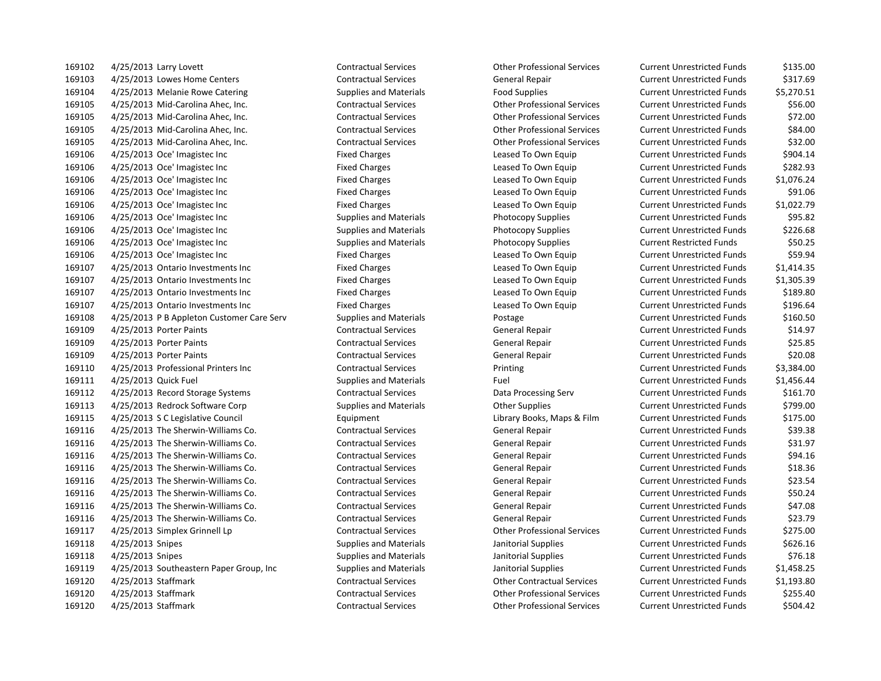| | | | | | | |
|---|---|---|---|---|---|---|
| 169102 | 4/25/2013 | Larry Lovett | Contractual Services | Other Professional Services | Current Unrestricted Funds | $135.00 |
| 169103 | 4/25/2013 | Lowes Home Centers | Contractual Services | General Repair | Current Unrestricted Funds | $317.69 |
| 169104 | 4/25/2013 | Melanie Rowe Catering | Supplies and Materials | Food Supplies | Current Unrestricted Funds | $5,270.51 |
| 169105 | 4/25/2013 | Mid-Carolina Ahec, Inc. | Contractual Services | Other Professional Services | Current Unrestricted Funds | $56.00 |
| 169105 | 4/25/2013 | Mid-Carolina Ahec, Inc. | Contractual Services | Other Professional Services | Current Unrestricted Funds | $72.00 |
| 169105 | 4/25/2013 | Mid-Carolina Ahec, Inc. | Contractual Services | Other Professional Services | Current Unrestricted Funds | $84.00 |
| 169105 | 4/25/2013 | Mid-Carolina Ahec, Inc. | Contractual Services | Other Professional Services | Current Unrestricted Funds | $32.00 |
| 169106 | 4/25/2013 | Oce' Imagistec Inc | Fixed Charges | Leased To Own Equip | Current Unrestricted Funds | $904.14 |
| 169106 | 4/25/2013 | Oce' Imagistec Inc | Fixed Charges | Leased To Own Equip | Current Unrestricted Funds | $282.93 |
| 169106 | 4/25/2013 | Oce' Imagistec Inc | Fixed Charges | Leased To Own Equip | Current Unrestricted Funds | $1,076.24 |
| 169106 | 4/25/2013 | Oce' Imagistec Inc | Fixed Charges | Leased To Own Equip | Current Unrestricted Funds | $91.06 |
| 169106 | 4/25/2013 | Oce' Imagistec Inc | Fixed Charges | Leased To Own Equip | Current Unrestricted Funds | $1,022.79 |
| 169106 | 4/25/2013 | Oce' Imagistec Inc | Supplies and Materials | Photocopy Supplies | Current Unrestricted Funds | $95.82 |
| 169106 | 4/25/2013 | Oce' Imagistec Inc | Supplies and Materials | Photocopy Supplies | Current Unrestricted Funds | $226.68 |
| 169106 | 4/25/2013 | Oce' Imagistec Inc | Supplies and Materials | Photocopy Supplies | Current Restricted Funds | $50.25 |
| 169106 | 4/25/2013 | Oce' Imagistec Inc | Fixed Charges | Leased To Own Equip | Current Unrestricted Funds | $59.94 |
| 169107 | 4/25/2013 | Ontario Investments Inc | Fixed Charges | Leased To Own Equip | Current Unrestricted Funds | $1,414.35 |
| 169107 | 4/25/2013 | Ontario Investments Inc | Fixed Charges | Leased To Own Equip | Current Unrestricted Funds | $1,305.39 |
| 169107 | 4/25/2013 | Ontario Investments Inc | Fixed Charges | Leased To Own Equip | Current Unrestricted Funds | $189.80 |
| 169107 | 4/25/2013 | Ontario Investments Inc | Fixed Charges | Leased To Own Equip | Current Unrestricted Funds | $196.64 |
| 169108 | 4/25/2013 | P B Appleton Customer Care Serv | Supplies and Materials | Postage | Current Unrestricted Funds | $160.50 |
| 169109 | 4/25/2013 | Porter Paints | Contractual Services | General Repair | Current Unrestricted Funds | $14.97 |
| 169109 | 4/25/2013 | Porter Paints | Contractual Services | General Repair | Current Unrestricted Funds | $25.85 |
| 169109 | 4/25/2013 | Porter Paints | Contractual Services | General Repair | Current Unrestricted Funds | $20.08 |
| 169110 | 4/25/2013 | Professional Printers Inc | Contractual Services | Printing | Current Unrestricted Funds | $3,384.00 |
| 169111 | 4/25/2013 | Quick Fuel | Supplies and Materials | Fuel | Current Unrestricted Funds | $1,456.44 |
| 169112 | 4/25/2013 | Record Storage Systems | Contractual Services | Data Processing Serv | Current Unrestricted Funds | $161.70 |
| 169113 | 4/25/2013 | Redrock Software Corp | Supplies and Materials | Other Supplies | Current Unrestricted Funds | $799.00 |
| 169115 | 4/25/2013 | S C Legislative Council | Equipment | Library Books, Maps & Film | Current Unrestricted Funds | $175.00 |
| 169116 | 4/25/2013 | The Sherwin-Williams Co. | Contractual Services | General Repair | Current Unrestricted Funds | $39.38 |
| 169116 | 4/25/2013 | The Sherwin-Williams Co. | Contractual Services | General Repair | Current Unrestricted Funds | $31.97 |
| 169116 | 4/25/2013 | The Sherwin-Williams Co. | Contractual Services | General Repair | Current Unrestricted Funds | $94.16 |
| 169116 | 4/25/2013 | The Sherwin-Williams Co. | Contractual Services | General Repair | Current Unrestricted Funds | $18.36 |
| 169116 | 4/25/2013 | The Sherwin-Williams Co. | Contractual Services | General Repair | Current Unrestricted Funds | $23.54 |
| 169116 | 4/25/2013 | The Sherwin-Williams Co. | Contractual Services | General Repair | Current Unrestricted Funds | $50.24 |
| 169116 | 4/25/2013 | The Sherwin-Williams Co. | Contractual Services | General Repair | Current Unrestricted Funds | $47.08 |
| 169116 | 4/25/2013 | The Sherwin-Williams Co. | Contractual Services | General Repair | Current Unrestricted Funds | $23.79 |
| 169117 | 4/25/2013 | Simplex Grinnell Lp | Contractual Services | Other Professional Services | Current Unrestricted Funds | $275.00 |
| 169118 | 4/25/2013 | Snipes | Supplies and Materials | Janitorial Supplies | Current Unrestricted Funds | $626.16 |
| 169118 | 4/25/2013 | Snipes | Supplies and Materials | Janitorial Supplies | Current Unrestricted Funds | $76.18 |
| 169119 | 4/25/2013 | Southeastern Paper Group, Inc | Supplies and Materials | Janitorial Supplies | Current Unrestricted Funds | $1,458.25 |
| 169120 | 4/25/2013 | Staffmark | Contractual Services | Other Contractual Services | Current Unrestricted Funds | $1,193.80 |
| 169120 | 4/25/2013 | Staffmark | Contractual Services | Other Professional Services | Current Unrestricted Funds | $255.40 |
| 169120 | 4/25/2013 | Staffmark | Contractual Services | Other Professional Services | Current Unrestricted Funds | $504.42 |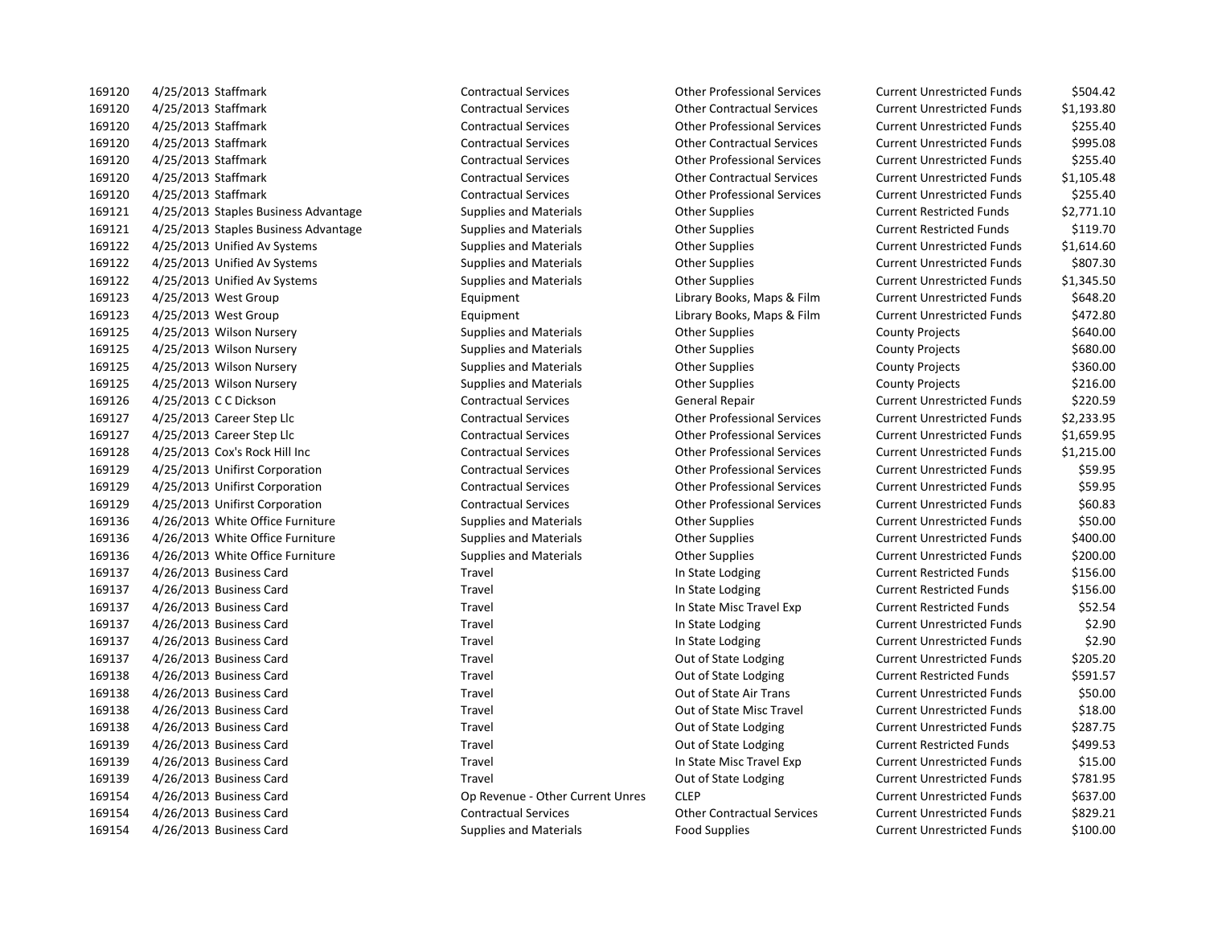| | | | | | | | |
|---|---|---|---|---|---|---|---|
| 169120 | 4/25/2013 | Staffmark | Contractual Services | Other Professional Services | Current Unrestricted Funds | $504.42 |
| 169120 | 4/25/2013 | Staffmark | Contractual Services | Other Contractual Services | Current Unrestricted Funds | $1,193.80 |
| 169120 | 4/25/2013 | Staffmark | Contractual Services | Other Professional Services | Current Unrestricted Funds | $255.40 |
| 169120 | 4/25/2013 | Staffmark | Contractual Services | Other Contractual Services | Current Unrestricted Funds | $995.08 |
| 169120 | 4/25/2013 | Staffmark | Contractual Services | Other Professional Services | Current Unrestricted Funds | $255.40 |
| 169120 | 4/25/2013 | Staffmark | Contractual Services | Other Contractual Services | Current Unrestricted Funds | $1,105.48 |
| 169120 | 4/25/2013 | Staffmark | Contractual Services | Other Professional Services | Current Unrestricted Funds | $255.40 |
| 169121 | 4/25/2013 | Staples Business Advantage | Supplies and Materials | Other Supplies | Current Restricted Funds | $2,771.10 |
| 169121 | 4/25/2013 | Staples Business Advantage | Supplies and Materials | Other Supplies | Current Restricted Funds | $119.70 |
| 169122 | 4/25/2013 | Unified Av Systems | Supplies and Materials | Other Supplies | Current Unrestricted Funds | $1,614.60 |
| 169122 | 4/25/2013 | Unified Av Systems | Supplies and Materials | Other Supplies | Current Unrestricted Funds | $807.30 |
| 169122 | 4/25/2013 | Unified Av Systems | Supplies and Materials | Other Supplies | Current Unrestricted Funds | $1,345.50 |
| 169123 | 4/25/2013 | West Group | Equipment | Library Books, Maps & Film | Current Unrestricted Funds | $648.20 |
| 169123 | 4/25/2013 | West Group | Equipment | Library Books, Maps & Film | Current Unrestricted Funds | $472.80 |
| 169125 | 4/25/2013 | Wilson Nursery | Supplies and Materials | Other Supplies | County Projects | $640.00 |
| 169125 | 4/25/2013 | Wilson Nursery | Supplies and Materials | Other Supplies | County Projects | $680.00 |
| 169125 | 4/25/2013 | Wilson Nursery | Supplies and Materials | Other Supplies | County Projects | $360.00 |
| 169125 | 4/25/2013 | Wilson Nursery | Supplies and Materials | Other Supplies | County Projects | $216.00 |
| 169126 | 4/25/2013 | C C Dickson | Contractual Services | General Repair | Current Unrestricted Funds | $220.59 |
| 169127 | 4/25/2013 | Career Step Llc | Contractual Services | Other Professional Services | Current Unrestricted Funds | $2,233.95 |
| 169127 | 4/25/2013 | Career Step Llc | Contractual Services | Other Professional Services | Current Unrestricted Funds | $1,659.95 |
| 169128 | 4/25/2013 | Cox's Rock Hill Inc | Contractual Services | Other Professional Services | Current Unrestricted Funds | $1,215.00 |
| 169129 | 4/25/2013 | Unifirst Corporation | Contractual Services | Other Professional Services | Current Unrestricted Funds | $59.95 |
| 169129 | 4/25/2013 | Unifirst Corporation | Contractual Services | Other Professional Services | Current Unrestricted Funds | $59.95 |
| 169129 | 4/25/2013 | Unifirst Corporation | Contractual Services | Other Professional Services | Current Unrestricted Funds | $60.83 |
| 169136 | 4/26/2013 | White Office Furniture | Supplies and Materials | Other Supplies | Current Unrestricted Funds | $50.00 |
| 169136 | 4/26/2013 | White Office Furniture | Supplies and Materials | Other Supplies | Current Unrestricted Funds | $400.00 |
| 169136 | 4/26/2013 | White Office Furniture | Supplies and Materials | Other Supplies | Current Unrestricted Funds | $200.00 |
| 169137 | 4/26/2013 | Business Card | Travel | In State Lodging | Current Restricted Funds | $156.00 |
| 169137 | 4/26/2013 | Business Card | Travel | In State Lodging | Current Restricted Funds | $156.00 |
| 169137 | 4/26/2013 | Business Card | Travel | In State Misc Travel Exp | Current Restricted Funds | $52.54 |
| 169137 | 4/26/2013 | Business Card | Travel | In State Lodging | Current Unrestricted Funds | $2.90 |
| 169137 | 4/26/2013 | Business Card | Travel | In State Lodging | Current Unrestricted Funds | $2.90 |
| 169137 | 4/26/2013 | Business Card | Travel | Out of State Lodging | Current Unrestricted Funds | $205.20 |
| 169138 | 4/26/2013 | Business Card | Travel | Out of State Lodging | Current Restricted Funds | $591.57 |
| 169138 | 4/26/2013 | Business Card | Travel | Out of State Air Trans | Current Unrestricted Funds | $50.00 |
| 169138 | 4/26/2013 | Business Card | Travel | Out of State Misc Travel | Current Unrestricted Funds | $18.00 |
| 169138 | 4/26/2013 | Business Card | Travel | Out of State Lodging | Current Unrestricted Funds | $287.75 |
| 169139 | 4/26/2013 | Business Card | Travel | Out of State Lodging | Current Restricted Funds | $499.53 |
| 169139 | 4/26/2013 | Business Card | Travel | In State Misc Travel Exp | Current Unrestricted Funds | $15.00 |
| 169139 | 4/26/2013 | Business Card | Travel | Out of State Lodging | Current Unrestricted Funds | $781.95 |
| 169154 | 4/26/2013 | Business Card | Op Revenue - Other Current Unres | CLEP | Current Unrestricted Funds | $637.00 |
| 169154 | 4/26/2013 | Business Card | Contractual Services | Other Contractual Services | Current Unrestricted Funds | $829.21 |
| 169154 | 4/26/2013 | Business Card | Supplies and Materials | Food Supplies | Current Unrestricted Funds | $100.00 |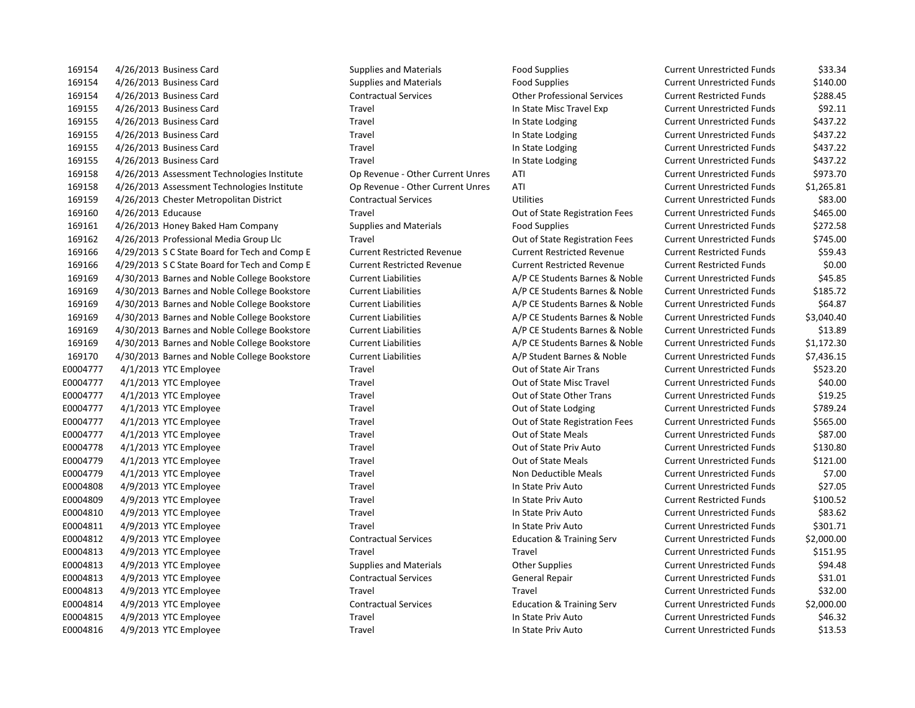| | | | | | | |
|---|---|---|---|---|---|---|
| 169154 | 4/26/2013 | Business Card | Supplies and Materials | Food Supplies | Current Unrestricted Funds | $33.34 |
| 169154 | 4/26/2013 | Business Card | Supplies and Materials | Food Supplies | Current Unrestricted Funds | $140.00 |
| 169154 | 4/26/2013 | Business Card | Contractual Services | Other Professional Services | Current Restricted Funds | $288.45 |
| 169155 | 4/26/2013 | Business Card | Travel | In State Misc Travel Exp | Current Unrestricted Funds | $92.11 |
| 169155 | 4/26/2013 | Business Card | Travel | In State Lodging | Current Unrestricted Funds | $437.22 |
| 169155 | 4/26/2013 | Business Card | Travel | In State Lodging | Current Unrestricted Funds | $437.22 |
| 169155 | 4/26/2013 | Business Card | Travel | In State Lodging | Current Unrestricted Funds | $437.22 |
| 169155 | 4/26/2013 | Business Card | Travel | In State Lodging | Current Unrestricted Funds | $437.22 |
| 169158 | 4/26/2013 | Assessment Technologies Institute | Op Revenue - Other Current Unres | ATI | Current Unrestricted Funds | $973.70 |
| 169158 | 4/26/2013 | Assessment Technologies Institute | Op Revenue - Other Current Unres | ATI | Current Unrestricted Funds | $1,265.81 |
| 169159 | 4/26/2013 | Chester Metropolitan District | Contractual Services | Utilities | Current Unrestricted Funds | $83.00 |
| 169160 | 4/26/2013 | Educause | Travel | Out of State Registration Fees | Current Unrestricted Funds | $465.00 |
| 169161 | 4/26/2013 | Honey Baked Ham Company | Supplies and Materials | Food Supplies | Current Unrestricted Funds | $272.58 |
| 169162 | 4/26/2013 | Professional Media Group Llc | Travel | Out of State Registration Fees | Current Unrestricted Funds | $745.00 |
| 169166 | 4/29/2013 | S C State Board for Tech and Comp E | Current Restricted Revenue | Current Restricted Revenue | Current Restricted Funds | $59.43 |
| 169166 | 4/29/2013 | S C State Board for Tech and Comp E | Current Restricted Revenue | Current Restricted Revenue | Current Restricted Funds | $0.00 |
| 169169 | 4/30/2013 | Barnes and Noble College Bookstore | Current Liabilities | A/P CE Students Barnes & Noble | Current Unrestricted Funds | $45.85 |
| 169169 | 4/30/2013 | Barnes and Noble College Bookstore | Current Liabilities | A/P CE Students Barnes & Noble | Current Unrestricted Funds | $185.72 |
| 169169 | 4/30/2013 | Barnes and Noble College Bookstore | Current Liabilities | A/P CE Students Barnes & Noble | Current Unrestricted Funds | $64.87 |
| 169169 | 4/30/2013 | Barnes and Noble College Bookstore | Current Liabilities | A/P CE Students Barnes & Noble | Current Unrestricted Funds | $3,040.40 |
| 169169 | 4/30/2013 | Barnes and Noble College Bookstore | Current Liabilities | A/P CE Students Barnes & Noble | Current Unrestricted Funds | $13.89 |
| 169169 | 4/30/2013 | Barnes and Noble College Bookstore | Current Liabilities | A/P CE Students Barnes & Noble | Current Unrestricted Funds | $1,172.30 |
| 169170 | 4/30/2013 | Barnes and Noble College Bookstore | Current Liabilities | A/P Student Barnes & Noble | Current Unrestricted Funds | $7,436.15 |
| E0004777 | 4/1/2013 | YTC Employee | Travel | Out of State Air Trans | Current Unrestricted Funds | $523.20 |
| E0004777 | 4/1/2013 | YTC Employee | Travel | Out of State Misc Travel | Current Unrestricted Funds | $40.00 |
| E0004777 | 4/1/2013 | YTC Employee | Travel | Out of State Other Trans | Current Unrestricted Funds | $19.25 |
| E0004777 | 4/1/2013 | YTC Employee | Travel | Out of State Lodging | Current Unrestricted Funds | $789.24 |
| E0004777 | 4/1/2013 | YTC Employee | Travel | Out of State Registration Fees | Current Unrestricted Funds | $565.00 |
| E0004777 | 4/1/2013 | YTC Employee | Travel | Out of State Meals | Current Unrestricted Funds | $87.00 |
| E0004778 | 4/1/2013 | YTC Employee | Travel | Out of State Priv Auto | Current Unrestricted Funds | $130.80 |
| E0004779 | 4/1/2013 | YTC Employee | Travel | Out of State Meals | Current Unrestricted Funds | $121.00 |
| E0004779 | 4/1/2013 | YTC Employee | Travel | Non Deductible Meals | Current Unrestricted Funds | $7.00 |
| E0004808 | 4/9/2013 | YTC Employee | Travel | In State Priv Auto | Current Unrestricted Funds | $27.05 |
| E0004809 | 4/9/2013 | YTC Employee | Travel | In State Priv Auto | Current Restricted Funds | $100.52 |
| E0004810 | 4/9/2013 | YTC Employee | Travel | In State Priv Auto | Current Unrestricted Funds | $83.62 |
| E0004811 | 4/9/2013 | YTC Employee | Travel | In State Priv Auto | Current Unrestricted Funds | $301.71 |
| E0004812 | 4/9/2013 | YTC Employee | Contractual Services | Education & Training Serv | Current Unrestricted Funds | $2,000.00 |
| E0004813 | 4/9/2013 | YTC Employee | Travel | Travel | Current Unrestricted Funds | $151.95 |
| E0004813 | 4/9/2013 | YTC Employee | Supplies and Materials | Other Supplies | Current Unrestricted Funds | $94.48 |
| E0004813 | 4/9/2013 | YTC Employee | Contractual Services | General Repair | Current Unrestricted Funds | $31.01 |
| E0004813 | 4/9/2013 | YTC Employee | Travel | Travel | Current Unrestricted Funds | $32.00 |
| E0004814 | 4/9/2013 | YTC Employee | Contractual Services | Education & Training Serv | Current Unrestricted Funds | $2,000.00 |
| E0004815 | 4/9/2013 | YTC Employee | Travel | In State Priv Auto | Current Unrestricted Funds | $46.32 |
| E0004816 | 4/9/2013 | YTC Employee | Travel | In State Priv Auto | Current Unrestricted Funds | $13.53 |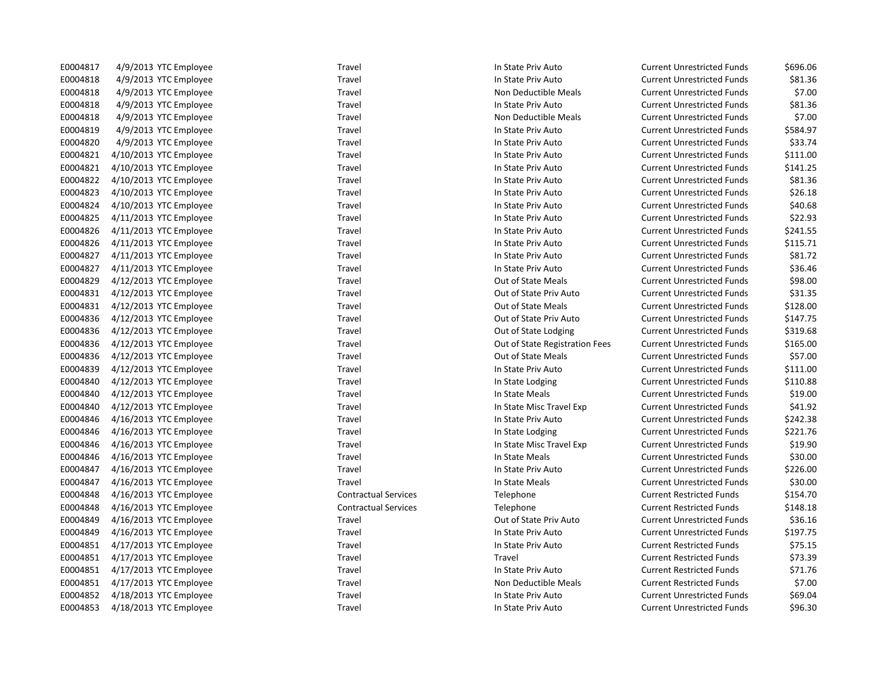| | | | | | | |
|---|---|---|---|---|---|---|
| E0004817 | 4/9/2013 | YTC Employee | Travel | In State Priv Auto | Current Unrestricted Funds | $696.06 |
| E0004818 | 4/9/2013 | YTC Employee | Travel | In State Priv Auto | Current Unrestricted Funds | $81.36 |
| E0004818 | 4/9/2013 | YTC Employee | Travel | Non Deductible Meals | Current Unrestricted Funds | $7.00 |
| E0004818 | 4/9/2013 | YTC Employee | Travel | In State Priv Auto | Current Unrestricted Funds | $81.36 |
| E0004818 | 4/9/2013 | YTC Employee | Travel | Non Deductible Meals | Current Unrestricted Funds | $7.00 |
| E0004819 | 4/9/2013 | YTC Employee | Travel | In State Priv Auto | Current Unrestricted Funds | $584.97 |
| E0004820 | 4/9/2013 | YTC Employee | Travel | In State Priv Auto | Current Unrestricted Funds | $33.74 |
| E0004821 | 4/10/2013 | YTC Employee | Travel | In State Priv Auto | Current Unrestricted Funds | $111.00 |
| E0004821 | 4/10/2013 | YTC Employee | Travel | In State Priv Auto | Current Unrestricted Funds | $141.25 |
| E0004822 | 4/10/2013 | YTC Employee | Travel | In State Priv Auto | Current Unrestricted Funds | $81.36 |
| E0004823 | 4/10/2013 | YTC Employee | Travel | In State Priv Auto | Current Unrestricted Funds | $26.18 |
| E0004824 | 4/10/2013 | YTC Employee | Travel | In State Priv Auto | Current Unrestricted Funds | $40.68 |
| E0004825 | 4/11/2013 | YTC Employee | Travel | In State Priv Auto | Current Unrestricted Funds | $22.93 |
| E0004826 | 4/11/2013 | YTC Employee | Travel | In State Priv Auto | Current Unrestricted Funds | $241.55 |
| E0004826 | 4/11/2013 | YTC Employee | Travel | In State Priv Auto | Current Unrestricted Funds | $115.71 |
| E0004827 | 4/11/2013 | YTC Employee | Travel | In State Priv Auto | Current Unrestricted Funds | $81.72 |
| E0004827 | 4/11/2013 | YTC Employee | Travel | In State Priv Auto | Current Unrestricted Funds | $36.46 |
| E0004829 | 4/12/2013 | YTC Employee | Travel | Out of State Meals | Current Unrestricted Funds | $98.00 |
| E0004831 | 4/12/2013 | YTC Employee | Travel | Out of State Priv Auto | Current Unrestricted Funds | $31.35 |
| E0004831 | 4/12/2013 | YTC Employee | Travel | Out of State Meals | Current Unrestricted Funds | $128.00 |
| E0004836 | 4/12/2013 | YTC Employee | Travel | Out of State Priv Auto | Current Unrestricted Funds | $147.75 |
| E0004836 | 4/12/2013 | YTC Employee | Travel | Out of State Lodging | Current Unrestricted Funds | $319.68 |
| E0004836 | 4/12/2013 | YTC Employee | Travel | Out of State Registration Fees | Current Unrestricted Funds | $165.00 |
| E0004836 | 4/12/2013 | YTC Employee | Travel | Out of State Meals | Current Unrestricted Funds | $57.00 |
| E0004839 | 4/12/2013 | YTC Employee | Travel | In State Priv Auto | Current Unrestricted Funds | $111.00 |
| E0004840 | 4/12/2013 | YTC Employee | Travel | In State Lodging | Current Unrestricted Funds | $110.88 |
| E0004840 | 4/12/2013 | YTC Employee | Travel | In State Meals | Current Unrestricted Funds | $19.00 |
| E0004840 | 4/12/2013 | YTC Employee | Travel | In State Misc Travel Exp | Current Unrestricted Funds | $41.92 |
| E0004846 | 4/16/2013 | YTC Employee | Travel | In State Priv Auto | Current Unrestricted Funds | $242.38 |
| E0004846 | 4/16/2013 | YTC Employee | Travel | In State Lodging | Current Unrestricted Funds | $221.76 |
| E0004846 | 4/16/2013 | YTC Employee | Travel | In State Misc Travel Exp | Current Unrestricted Funds | $19.90 |
| E0004846 | 4/16/2013 | YTC Employee | Travel | In State Meals | Current Unrestricted Funds | $30.00 |
| E0004847 | 4/16/2013 | YTC Employee | Travel | In State Priv Auto | Current Unrestricted Funds | $226.00 |
| E0004847 | 4/16/2013 | YTC Employee | Travel | In State Meals | Current Unrestricted Funds | $30.00 |
| E0004848 | 4/16/2013 | YTC Employee | Contractual Services | Telephone | Current Restricted Funds | $154.70 |
| E0004848 | 4/16/2013 | YTC Employee | Contractual Services | Telephone | Current Restricted Funds | $148.18 |
| E0004849 | 4/16/2013 | YTC Employee | Travel | Out of State Priv Auto | Current Unrestricted Funds | $36.16 |
| E0004849 | 4/16/2013 | YTC Employee | Travel | In State Priv Auto | Current Unrestricted Funds | $197.75 |
| E0004851 | 4/17/2013 | YTC Employee | Travel | In State Priv Auto | Current Restricted Funds | $75.15 |
| E0004851 | 4/17/2013 | YTC Employee | Travel | Travel | Current Restricted Funds | $73.39 |
| E0004851 | 4/17/2013 | YTC Employee | Travel | In State Priv Auto | Current Restricted Funds | $71.76 |
| E0004851 | 4/17/2013 | YTC Employee | Travel | Non Deductible Meals | Current Restricted Funds | $7.00 |
| E0004852 | 4/18/2013 | YTC Employee | Travel | In State Priv Auto | Current Unrestricted Funds | $69.04 |
| E0004853 | 4/18/2013 | YTC Employee | Travel | In State Priv Auto | Current Unrestricted Funds | $96.30 |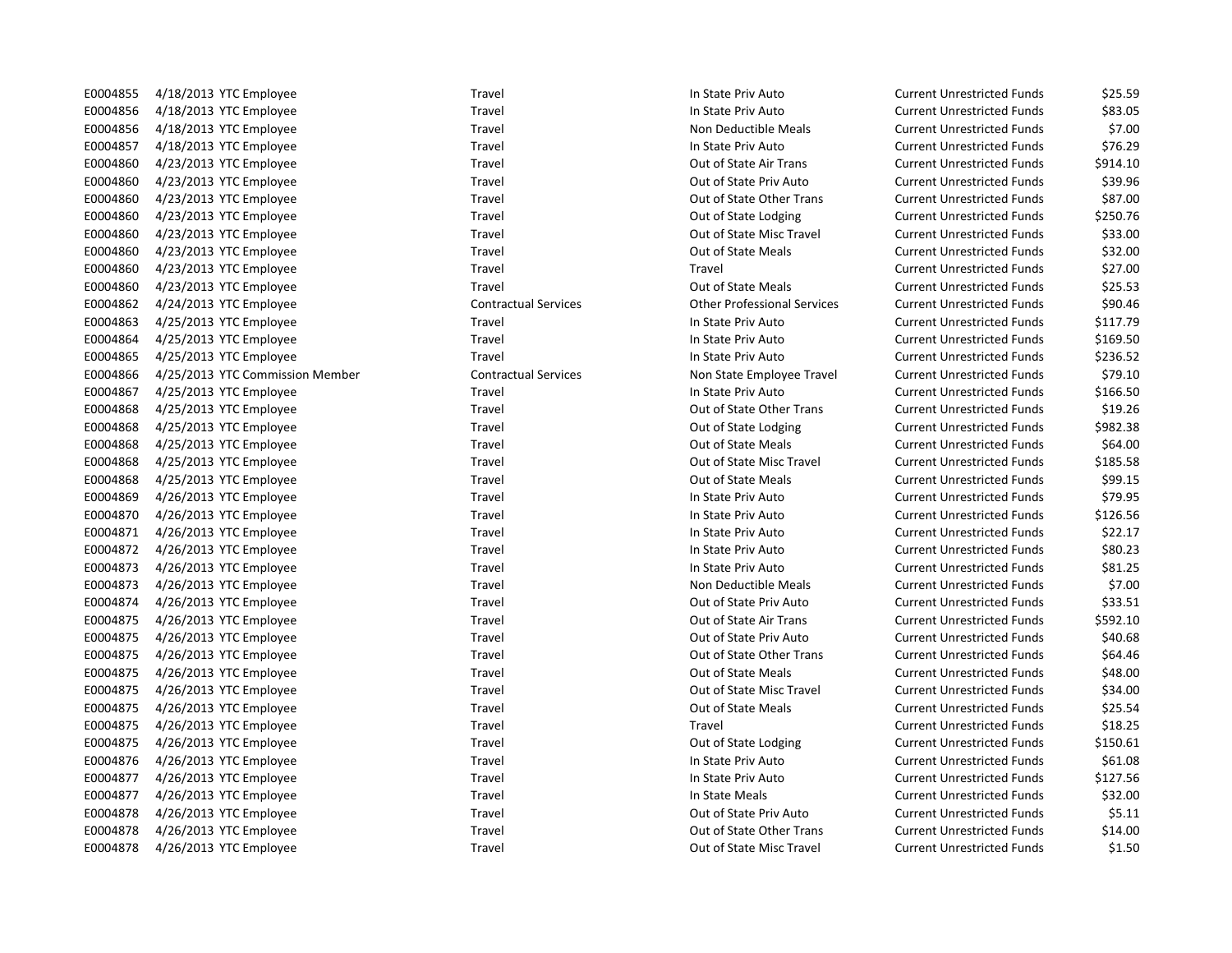| | | | | | | |
|---|---|---|---|---|---|---|
| E0004855 | 4/18/2013 | YTC Employee | Travel | In State Priv Auto | Current Unrestricted Funds | $25.59 |
| E0004856 | 4/18/2013 | YTC Employee | Travel | In State Priv Auto | Current Unrestricted Funds | $83.05 |
| E0004856 | 4/18/2013 | YTC Employee | Travel | Non Deductible Meals | Current Unrestricted Funds | $7.00 |
| E0004857 | 4/18/2013 | YTC Employee | Travel | In State Priv Auto | Current Unrestricted Funds | $76.29 |
| E0004860 | 4/23/2013 | YTC Employee | Travel | Out of State Air Trans | Current Unrestricted Funds | $914.10 |
| E0004860 | 4/23/2013 | YTC Employee | Travel | Out of State Priv Auto | Current Unrestricted Funds | $39.96 |
| E0004860 | 4/23/2013 | YTC Employee | Travel | Out of State Other Trans | Current Unrestricted Funds | $87.00 |
| E0004860 | 4/23/2013 | YTC Employee | Travel | Out of State Lodging | Current Unrestricted Funds | $250.76 |
| E0004860 | 4/23/2013 | YTC Employee | Travel | Out of State Misc Travel | Current Unrestricted Funds | $33.00 |
| E0004860 | 4/23/2013 | YTC Employee | Travel | Out of State Meals | Current Unrestricted Funds | $32.00 |
| E0004860 | 4/23/2013 | YTC Employee | Travel | Travel | Current Unrestricted Funds | $27.00 |
| E0004860 | 4/23/2013 | YTC Employee | Travel | Out of State Meals | Current Unrestricted Funds | $25.53 |
| E0004862 | 4/24/2013 | YTC Employee | Contractual Services | Other Professional Services | Current Unrestricted Funds | $90.46 |
| E0004863 | 4/25/2013 | YTC Employee | Travel | In State Priv Auto | Current Unrestricted Funds | $117.79 |
| E0004864 | 4/25/2013 | YTC Employee | Travel | In State Priv Auto | Current Unrestricted Funds | $169.50 |
| E0004865 | 4/25/2013 | YTC Employee | Travel | In State Priv Auto | Current Unrestricted Funds | $236.52 |
| E0004866 | 4/25/2013 | YTC Commission Member | Contractual Services | Non State Employee Travel | Current Unrestricted Funds | $79.10 |
| E0004867 | 4/25/2013 | YTC Employee | Travel | In State Priv Auto | Current Unrestricted Funds | $166.50 |
| E0004868 | 4/25/2013 | YTC Employee | Travel | Out of State Other Trans | Current Unrestricted Funds | $19.26 |
| E0004868 | 4/25/2013 | YTC Employee | Travel | Out of State Lodging | Current Unrestricted Funds | $982.38 |
| E0004868 | 4/25/2013 | YTC Employee | Travel | Out of State Meals | Current Unrestricted Funds | $64.00 |
| E0004868 | 4/25/2013 | YTC Employee | Travel | Out of State Misc Travel | Current Unrestricted Funds | $185.58 |
| E0004868 | 4/25/2013 | YTC Employee | Travel | Out of State Meals | Current Unrestricted Funds | $99.15 |
| E0004869 | 4/26/2013 | YTC Employee | Travel | In State Priv Auto | Current Unrestricted Funds | $79.95 |
| E0004870 | 4/26/2013 | YTC Employee | Travel | In State Priv Auto | Current Unrestricted Funds | $126.56 |
| E0004871 | 4/26/2013 | YTC Employee | Travel | In State Priv Auto | Current Unrestricted Funds | $22.17 |
| E0004872 | 4/26/2013 | YTC Employee | Travel | In State Priv Auto | Current Unrestricted Funds | $80.23 |
| E0004873 | 4/26/2013 | YTC Employee | Travel | In State Priv Auto | Current Unrestricted Funds | $81.25 |
| E0004873 | 4/26/2013 | YTC Employee | Travel | Non Deductible Meals | Current Unrestricted Funds | $7.00 |
| E0004874 | 4/26/2013 | YTC Employee | Travel | Out of State Priv Auto | Current Unrestricted Funds | $33.51 |
| E0004875 | 4/26/2013 | YTC Employee | Travel | Out of State Air Trans | Current Unrestricted Funds | $592.10 |
| E0004875 | 4/26/2013 | YTC Employee | Travel | Out of State Priv Auto | Current Unrestricted Funds | $40.68 |
| E0004875 | 4/26/2013 | YTC Employee | Travel | Out of State Other Trans | Current Unrestricted Funds | $64.46 |
| E0004875 | 4/26/2013 | YTC Employee | Travel | Out of State Meals | Current Unrestricted Funds | $48.00 |
| E0004875 | 4/26/2013 | YTC Employee | Travel | Out of State Misc Travel | Current Unrestricted Funds | $34.00 |
| E0004875 | 4/26/2013 | YTC Employee | Travel | Out of State Meals | Current Unrestricted Funds | $25.54 |
| E0004875 | 4/26/2013 | YTC Employee | Travel | Travel | Current Unrestricted Funds | $18.25 |
| E0004875 | 4/26/2013 | YTC Employee | Travel | Out of State Lodging | Current Unrestricted Funds | $150.61 |
| E0004876 | 4/26/2013 | YTC Employee | Travel | In State Priv Auto | Current Unrestricted Funds | $61.08 |
| E0004877 | 4/26/2013 | YTC Employee | Travel | In State Priv Auto | Current Unrestricted Funds | $127.56 |
| E0004877 | 4/26/2013 | YTC Employee | Travel | In State Meals | Current Unrestricted Funds | $32.00 |
| E0004878 | 4/26/2013 | YTC Employee | Travel | Out of State Priv Auto | Current Unrestricted Funds | $5.11 |
| E0004878 | 4/26/2013 | YTC Employee | Travel | Out of State Other Trans | Current Unrestricted Funds | $14.00 |
| E0004878 | 4/26/2013 | YTC Employee | Travel | Out of State Misc Travel | Current Unrestricted Funds | $1.50 |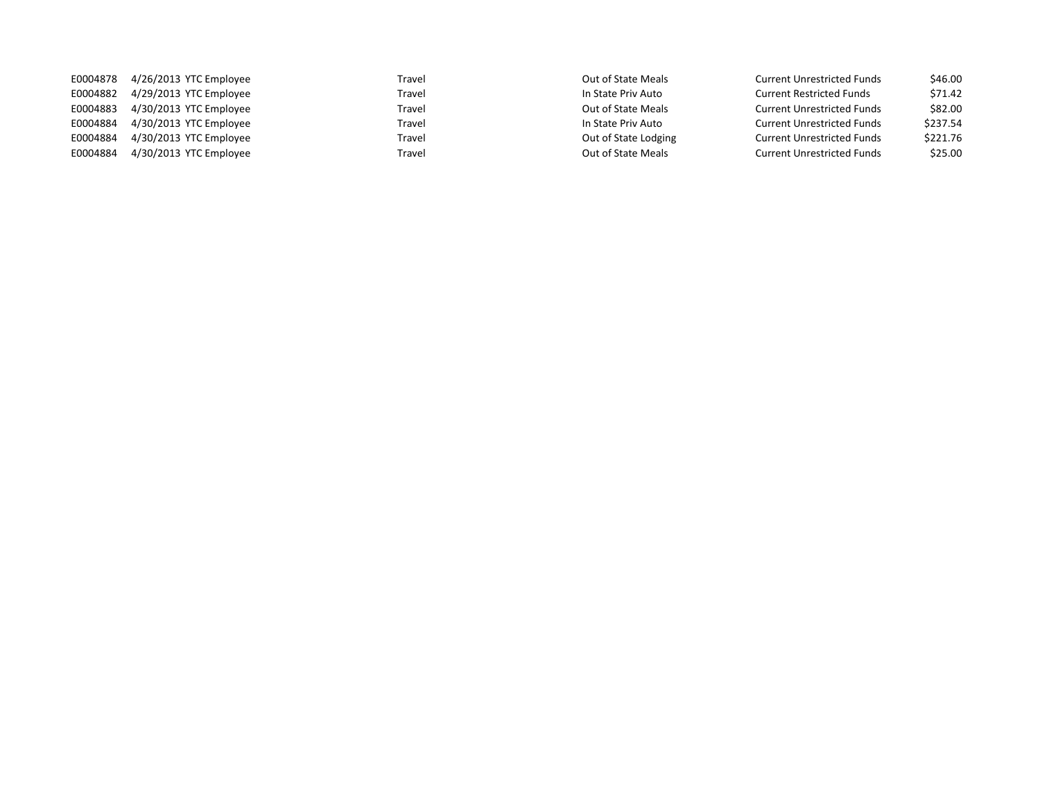| | | | | | | |
|---|---|---|---|---|---|---|
| E0004878 | 4/26/2013 | YTC Employee | Travel | Out of State Meals | Current Unrestricted Funds | $46.00 |
| E0004882 | 4/29/2013 | YTC Employee | Travel | In State Priv Auto | Current Restricted Funds | $71.42 |
| E0004883 | 4/30/2013 | YTC Employee | Travel | Out of State Meals | Current Unrestricted Funds | $82.00 |
| E0004884 | 4/30/2013 | YTC Employee | Travel | In State Priv Auto | Current Unrestricted Funds | $237.54 |
| E0004884 | 4/30/2013 | YTC Employee | Travel | Out of State Lodging | Current Unrestricted Funds | $221.76 |
| E0004884 | 4/30/2013 | YTC Employee | Travel | Out of State Meals | Current Unrestricted Funds | $25.00 |